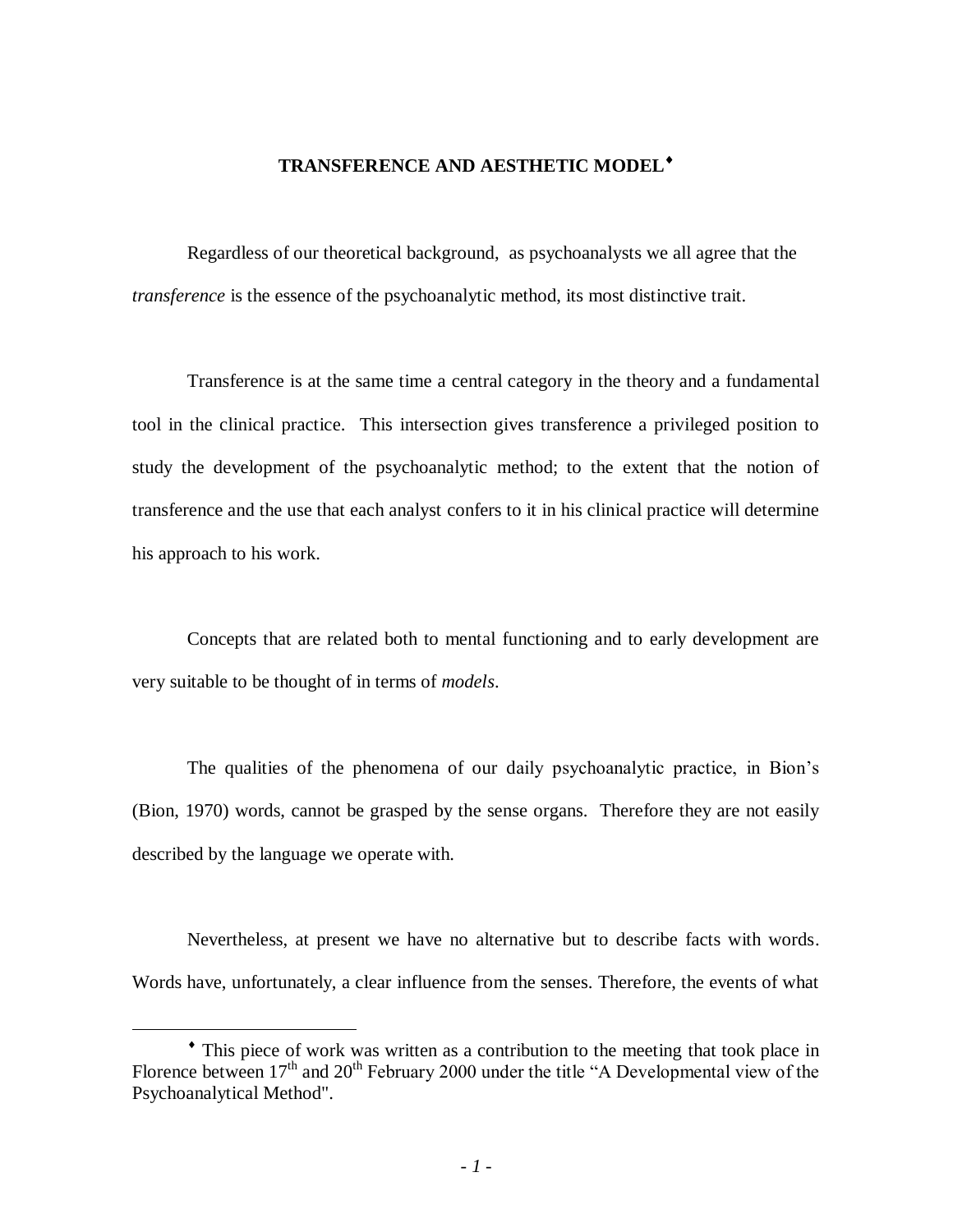# TRANSFERENCE AND AESTHETIC MODEL[♦]

Regardless of our theoretical background, as psychoanalysts we all agree that the *transference* is the essence of the psychoanalytic method, its most distinctive trait.

Transference is at the same time a central category in the theory and a fundamental tool in the clinical practice. This intersection gives transference a privileged position to study the development of the psychoanalytic method; to the extent that the notion of transference and the use that each analyst confers to it in his clinical practice will determine his approach to his work.

Concepts that are related both to mental functioning and to early development are very suitable to be thought of in terms of *models*.

The qualities of the phenomena of our daily psychoanalytic practice, in Bion's (Bion, 1970) words, cannot be grasped by the sense organs. Therefore they are not easily described by the language we operate with.

Nevertheless, at present we have no alternative but to describe facts with words. Words have, unfortunately, a clear influence from the senses. Therefore, the events of what

---

[♦] This piece of work was written as a contribution to the meeting that took place in Florence between 17th and 20th February 2000 under the title "A Developmental view of the Psychoanalytical Method".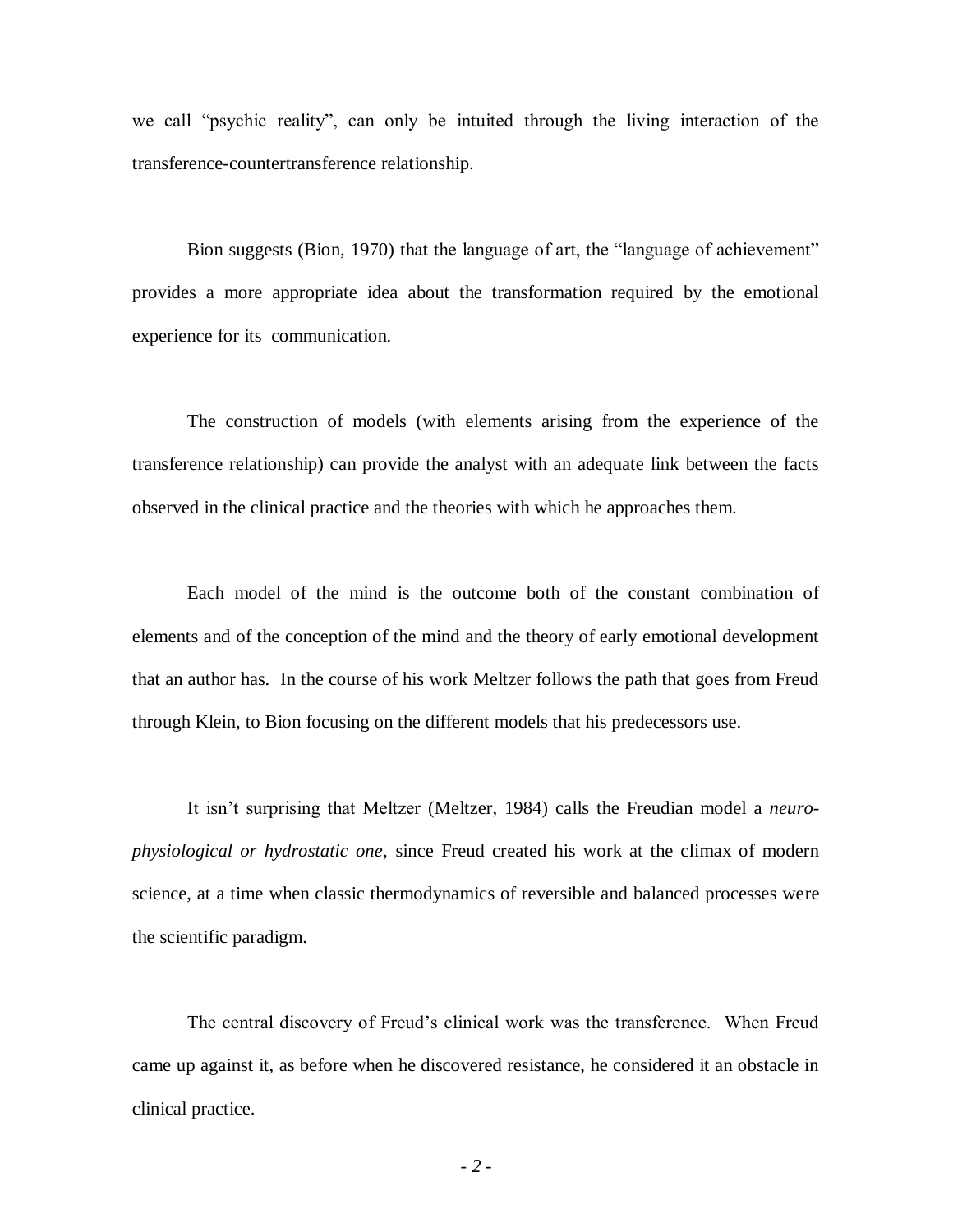we call "psychic reality", can only be intuited through the living interaction of the transference-countertransference relationship.

Bion suggests (Bion, 1970) that the language of art, the "language of achievement" provides a more appropriate idea about the transformation required by the emotional experience for its communication.

The construction of models (with elements arising from the experience of the transference relationship) can provide the analyst with an adequate link between the facts observed in the clinical practice and the theories with which he approaches them.

Each model of the mind is the outcome both of the constant combination of elements and of the conception of the mind and the theory of early emotional development that an author has. In the course of his work Meltzer follows the path that goes from Freud through Klein, to Bion focusing on the different models that his predecessors use.

It isn't surprising that Meltzer (Meltzer, 1984) calls the Freudian model a *neuro-physiological or hydrostatic one*, since Freud created his work at the climax of modern science, at a time when classic thermodynamics of reversible and balanced processes were the scientific paradigm.

The central discovery of Freud's clinical work was the transference. When Freud came up against it, as before when he discovered resistance, he considered it an obstacle in clinical practice.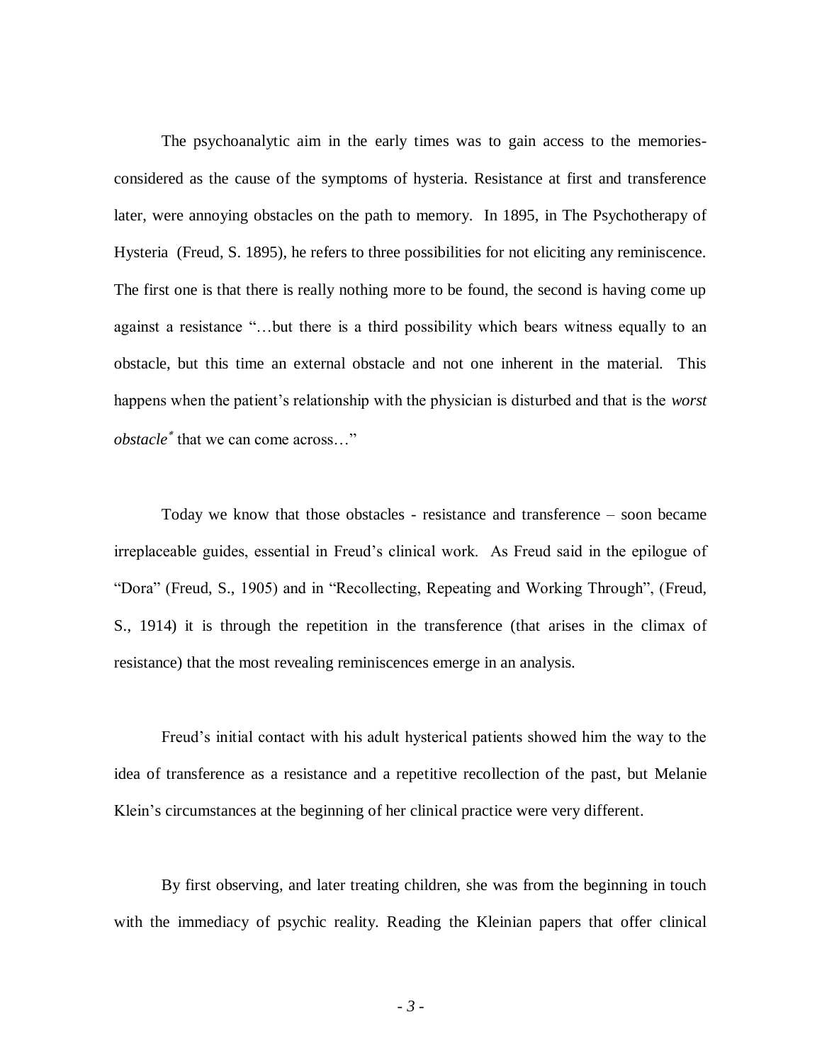The psychoanalytic aim in the early times was to gain access to the memories-considered as the cause of the symptoms of hysteria. Resistance at first and transference later, were annoying obstacles on the path to memory. In 1895, in The Psychotherapy of Hysteria (Freud, S. 1895), he refers to three possibilities for not eliciting any reminiscence. The first one is that there is really nothing more to be found, the second is having come up against a resistance "…but there is a third possibility which bears witness equally to an obstacle, but this time an external obstacle and not one inherent in the material. This happens when the patient's relationship with the physician is disturbed and that is the *worst obstacle*[*] that we can come across…"

Today we know that those obstacles - resistance and transference – soon became irreplaceable guides, essential in Freud's clinical work. As Freud said in the epilogue of "Dora" (Freud, S., 1905) and in "Recollecting, Repeating and Working Through", (Freud, S., 1914) it is through the repetition in the transference (that arises in the climax of resistance) that the most revealing reminiscences emerge in an analysis.

Freud's initial contact with his adult hysterical patients showed him the way to the idea of transference as a resistance and a repetitive recollection of the past, but Melanie Klein's circumstances at the beginning of her clinical practice were very different.

By first observing, and later treating children, she was from the beginning in touch with the immediacy of psychic reality. Reading the Kleinian papers that offer clinical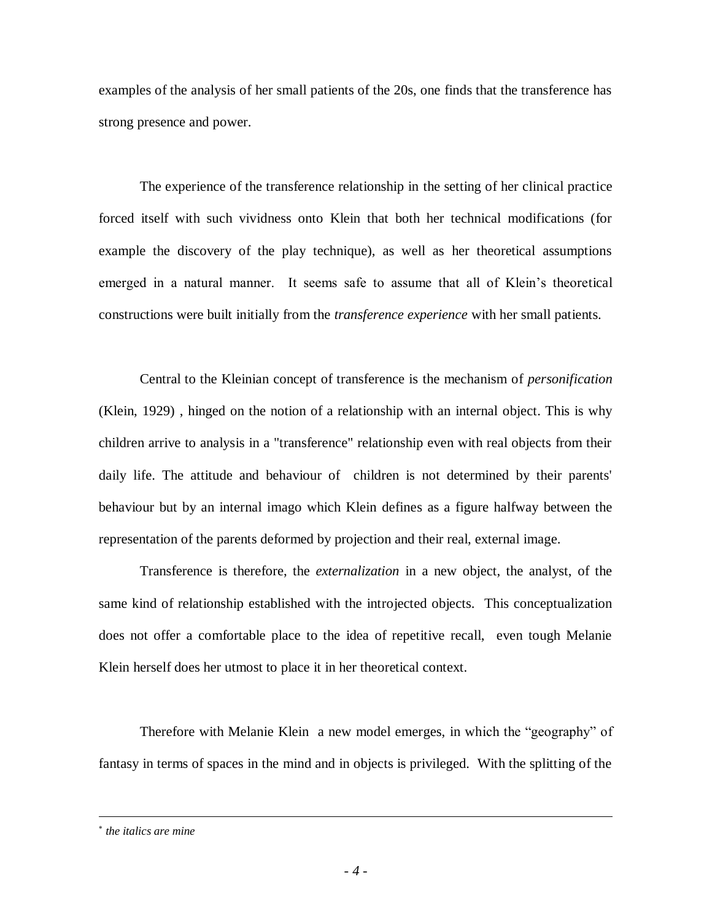examples of the analysis of her small patients of the 20s, one finds that the transference has strong presence and power.

The experience of the transference relationship in the setting of her clinical practice forced itself with such vividness onto Klein that both her technical modifications (for example the discovery of the play technique), as well as her theoretical assumptions emerged in a natural manner. It seems safe to assume that all of Klein's theoretical constructions were built initially from the *transference experience* with her small patients.

Central to the Kleinian concept of transference is the mechanism of *personification* (Klein, 1929) , hinged on the notion of a relationship with an internal object. This is why children arrive to analysis in a "transference" relationship even with real objects from their daily life. The attitude and behaviour of children is not determined by their parents' behaviour but by an internal imago which Klein defines as a figure halfway between the representation of the parents deformed by projection and their real, external image.

Transference is therefore, the *externalization* in a new object, the analyst, of the same kind of relationship established with the introjected objects. This conceptualization does not offer a comfortable place to the idea of repetitive recall, even tough Melanie Klein herself does her utmost to place it in her theoretical context.

Therefore with Melanie Klein a new model emerges, in which the "geography" of fantasy in terms of spaces in the mind and in objects is privileged. With the splitting of the

---

[*] *the italics are mine*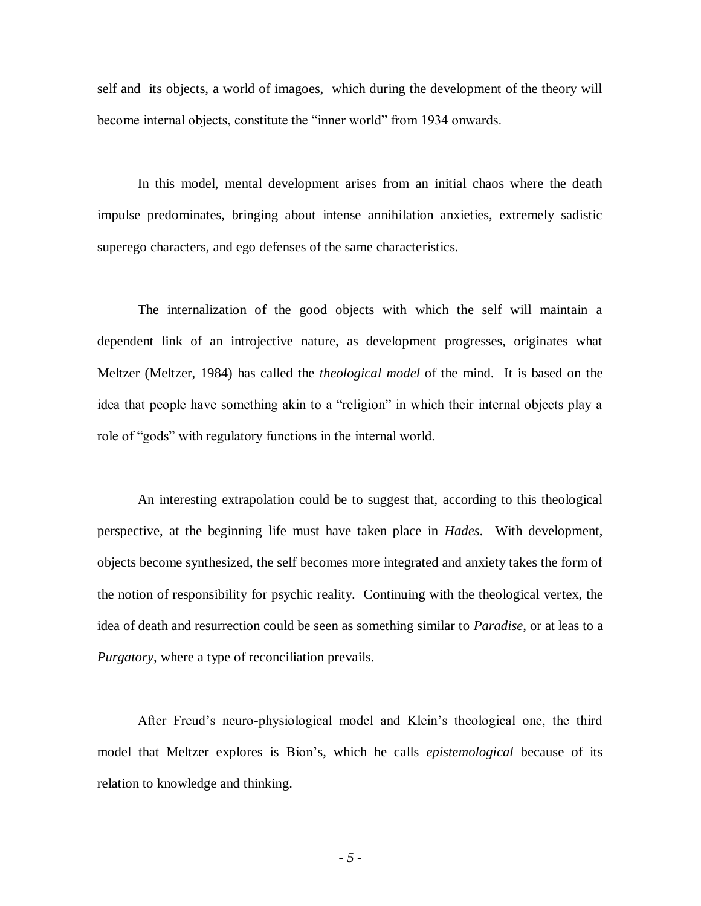self and its objects, a world of imagoes, which during the development of the theory will become internal objects, constitute the "inner world" from 1934 onwards.

In this model, mental development arises from an initial chaos where the death impulse predominates, bringing about intense annihilation anxieties, extremely sadistic superego characters, and ego defenses of the same characteristics.

The internalization of the good objects with which the self will maintain a dependent link of an introjective nature, as development progresses, originates what Meltzer (Meltzer, 1984) has called the *theological model* of the mind. It is based on the idea that people have something akin to a "religion" in which their internal objects play a role of "gods" with regulatory functions in the internal world.

An interesting extrapolation could be to suggest that, according to this theological perspective, at the beginning life must have taken place in *Hades*. With development, objects become synthesized, the self becomes more integrated and anxiety takes the form of the notion of responsibility for psychic reality. Continuing with the theological vertex, the idea of death and resurrection could be seen as something similar to *Paradise*, or at leas to a *Purgatory*, where a type of reconciliation prevails.

After Freud's neuro-physiological model and Klein's theological one, the third model that Meltzer explores is Bion's, which he calls *epistemological* because of its relation to knowledge and thinking.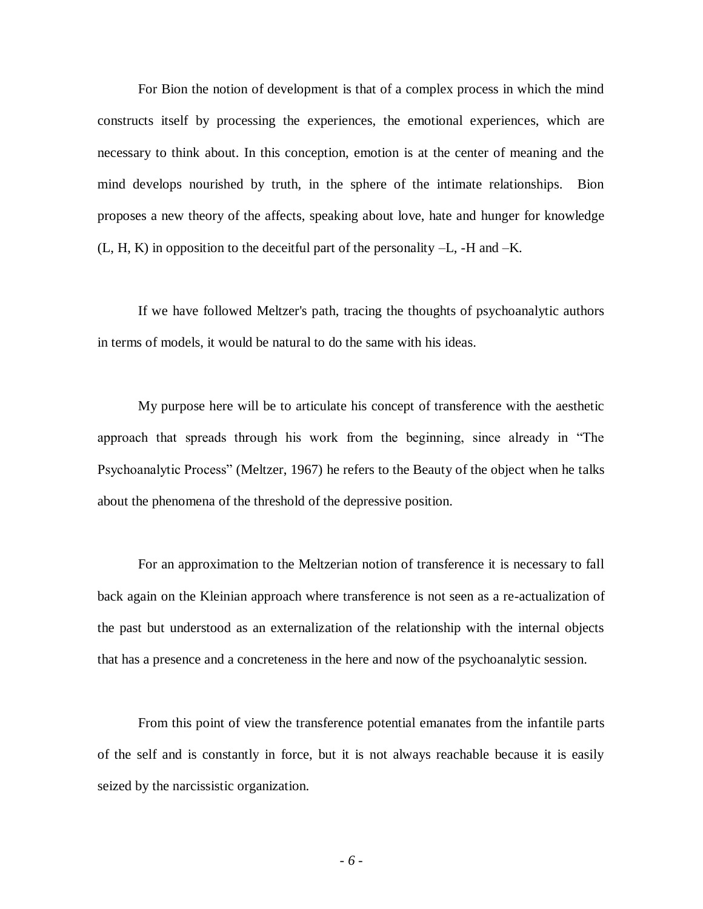For Bion the notion of development is that of a complex process in which the mind constructs itself by processing the experiences, the emotional experiences, which are necessary to think about. In this conception, emotion is at the center of meaning and the mind develops nourished by truth, in the sphere of the intimate relationships. Bion proposes a new theory of the affects, speaking about love, hate and hunger for knowledge (L, H, K) in opposition to the deceitful part of the personality –L, -H and –K.

If we have followed Meltzer's path, tracing the thoughts of psychoanalytic authors in terms of models, it would be natural to do the same with his ideas.

My purpose here will be to articulate his concept of transference with the aesthetic approach that spreads through his work from the beginning, since already in "The Psychoanalytic Process" (Meltzer, 1967) he refers to the Beauty of the object when he talks about the phenomena of the threshold of the depressive position.

For an approximation to the Meltzerian notion of transference it is necessary to fall back again on the Kleinian approach where transference is not seen as a re-actualization of the past but understood as an externalization of the relationship with the internal objects that has a presence and a concreteness in the here and now of the psychoanalytic session.

From this point of view the transference potential emanates from the infantile parts of the self and is constantly in force, but it is not always reachable because it is easily seized by the narcissistic organization.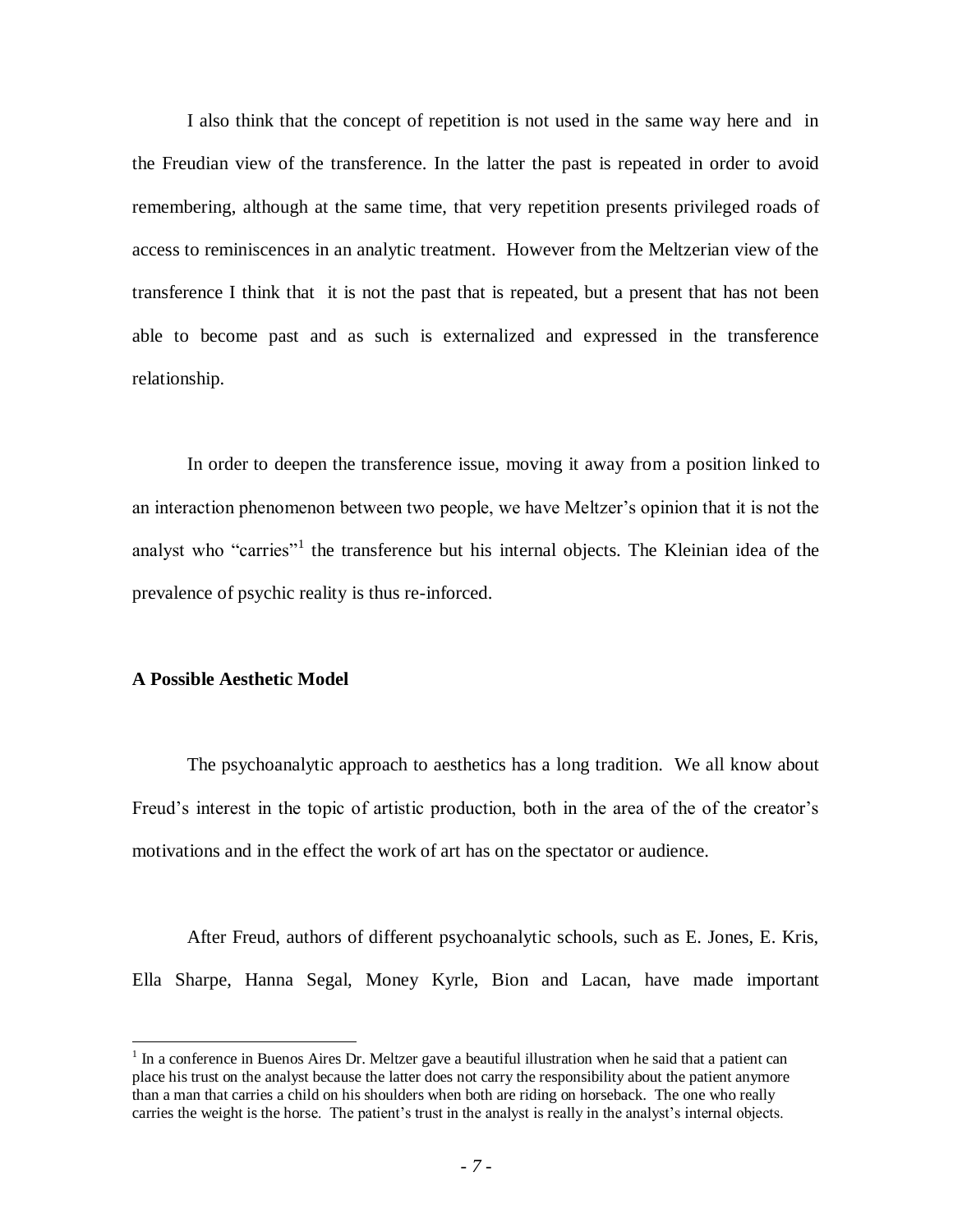I also think that the concept of repetition is not used in the same way here and in the Freudian view of the transference. In the latter the past is repeated in order to avoid remembering, although at the same time, that very repetition presents privileged roads of access to reminiscences in an analytic treatment. However from the Meltzerian view of the transference I think that it is not the past that is repeated, but a present that has not been able to become past and as such is externalized and expressed in the transference relationship.

In order to deepen the transference issue, moving it away from a position linked to an interaction phenomenon between two people, we have Meltzer's opinion that it is not the analyst who "carries"[1] the transference but his internal objects. The Kleinian idea of the prevalence of psychic reality is thus re-inforced.

**A Possible Aesthetic Model**

The psychoanalytic approach to aesthetics has a long tradition. We all know about Freud's interest in the topic of artistic production, both in the area of the of the creator's motivations and in the effect the work of art has on the spectator or audience.

After Freud, authors of different psychoanalytic schools, such as E. Jones, E. Kris, Ella Sharpe, Hanna Segal, Money Kyrle, Bion and Lacan, have made important

---

[1] In a conference in Buenos Aires Dr. Meltzer gave a beautiful illustration when he said that a patient can place his trust on the analyst because the latter does not carry the responsibility about the patient anymore than a man that carries a child on his shoulders when both are riding on horseback. The one who really carries the weight is the horse. The patient's trust in the analyst is really in the analyst's internal objects.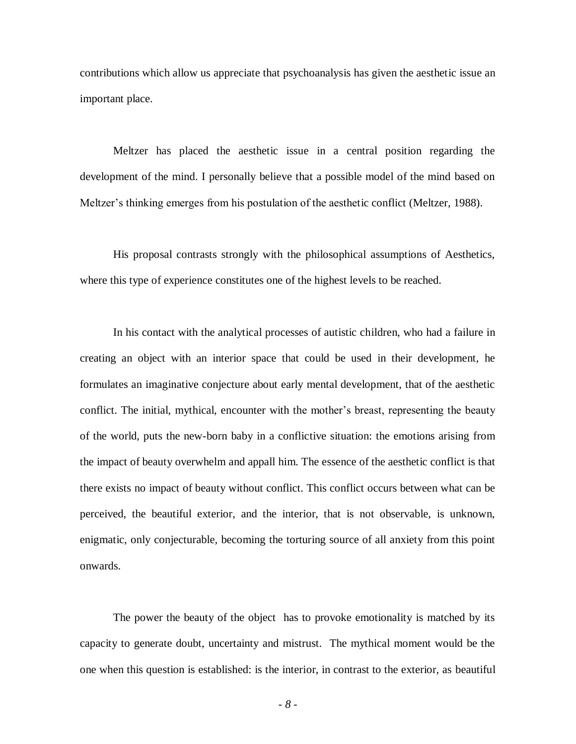contributions which allow us appreciate that psychoanalysis has given the aesthetic issue an important place.

Meltzer has placed the aesthetic issue in a central position regarding the development of the mind. I personally believe that a possible model of the mind based on Meltzer's thinking emerges from his postulation of the aesthetic conflict (Meltzer, 1988).

His proposal contrasts strongly with the philosophical assumptions of Aesthetics, where this type of experience constitutes one of the highest levels to be reached.

In his contact with the analytical processes of autistic children, who had a failure in creating an object with an interior space that could be used in their development, he formulates an imaginative conjecture about early mental development, that of the aesthetic conflict. The initial, mythical, encounter with the mother's breast, representing the beauty of the world, puts the new-born baby in a conflictive situation: the emotions arising from the impact of beauty overwhelm and appall him. The essence of the aesthetic conflict is that there exists no impact of beauty without conflict. This conflict occurs between what can be perceived, the beautiful exterior, and the interior, that is not observable, is unknown, enigmatic, only conjecturable, becoming the torturing source of all anxiety from this point onwards.

The power the beauty of the object has to provoke emotionality is matched by its capacity to generate doubt, uncertainty and mistrust. The mythical moment would be the one when this question is established: is the interior, in contrast to the exterior, as beautiful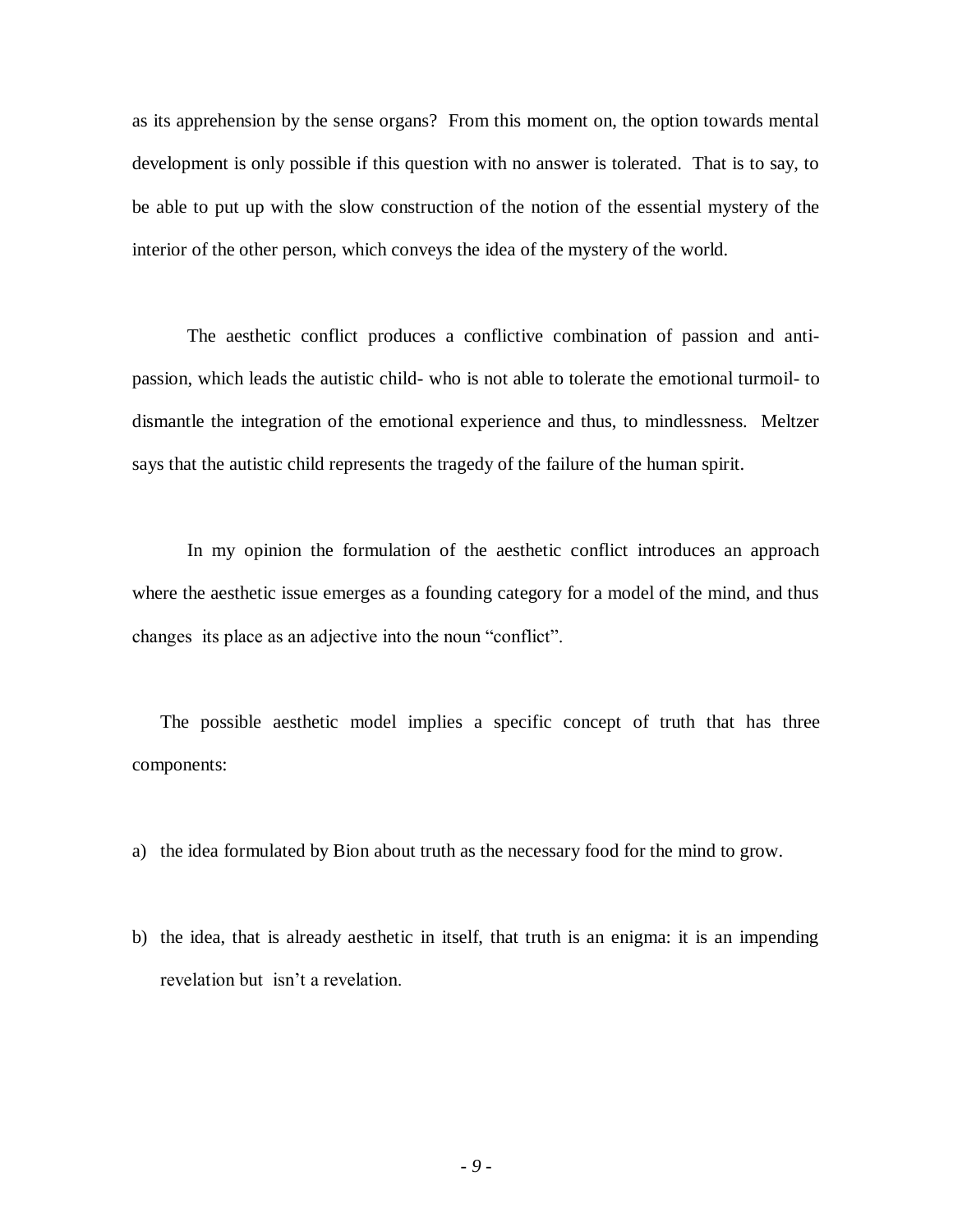as its apprehension by the sense organs? From this moment on, the option towards mental development is only possible if this question with no answer is tolerated. That is to say, to be able to put up with the slow construction of the notion of the essential mystery of the interior of the other person, which conveys the idea of the mystery of the world.

The aesthetic conflict produces a conflictive combination of passion and anti-passion, which leads the autistic child- who is not able to tolerate the emotional turmoil- to dismantle the integration of the emotional experience and thus, to mindlessness. Meltzer says that the autistic child represents the tragedy of the failure of the human spirit.

In my opinion the formulation of the aesthetic conflict introduces an approach where the aesthetic issue emerges as a founding category for a model of the mind, and thus changes its place as an adjective into the noun "conflict".

The possible aesthetic model implies a specific concept of truth that has three components:

a) the idea formulated by Bion about truth as the necessary food for the mind to grow.

b) the idea, that is already aesthetic in itself, that truth is an enigma: it is an impending revelation but isn't a revelation.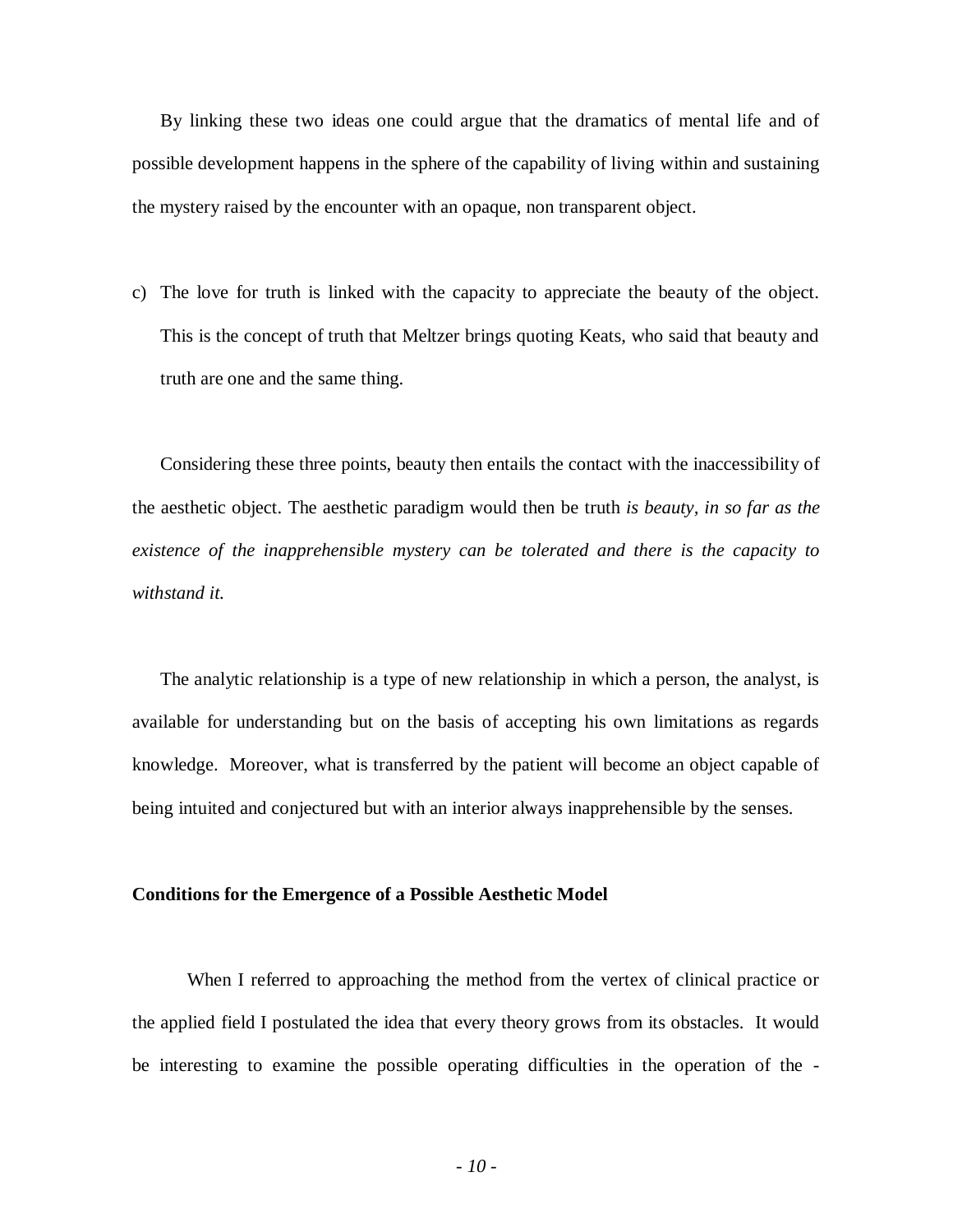By linking these two ideas one could argue that the dramatics of mental life and of possible development happens in the sphere of the capability of living within and sustaining the mystery raised by the encounter with an opaque, non transparent object.

c) The love for truth is linked with the capacity to appreciate the beauty of the object. This is the concept of truth that Meltzer brings quoting Keats, who said that beauty and truth are one and the same thing.

Considering these three points, beauty then entails the contact with the inaccessibility of the aesthetic object. The aesthetic paradigm would then be truth *is beauty, in so far as the existence of the inapprehensible mystery can be tolerated and there is the capacity to withstand it.*

The analytic relationship is a type of new relationship in which a person, the analyst, is available for understanding but on the basis of accepting his own limitations as regards knowledge. Moreover, what is transferred by the patient will become an object capable of being intuited and conjectured but with an interior always inapprehensible by the senses.

**Conditions for the Emergence of a Possible Aesthetic Model**

When I referred to approaching the method from the vertex of clinical practice or the applied field I postulated the idea that every theory grows from its obstacles. It would be interesting to examine the possible operating difficulties in the operation of the -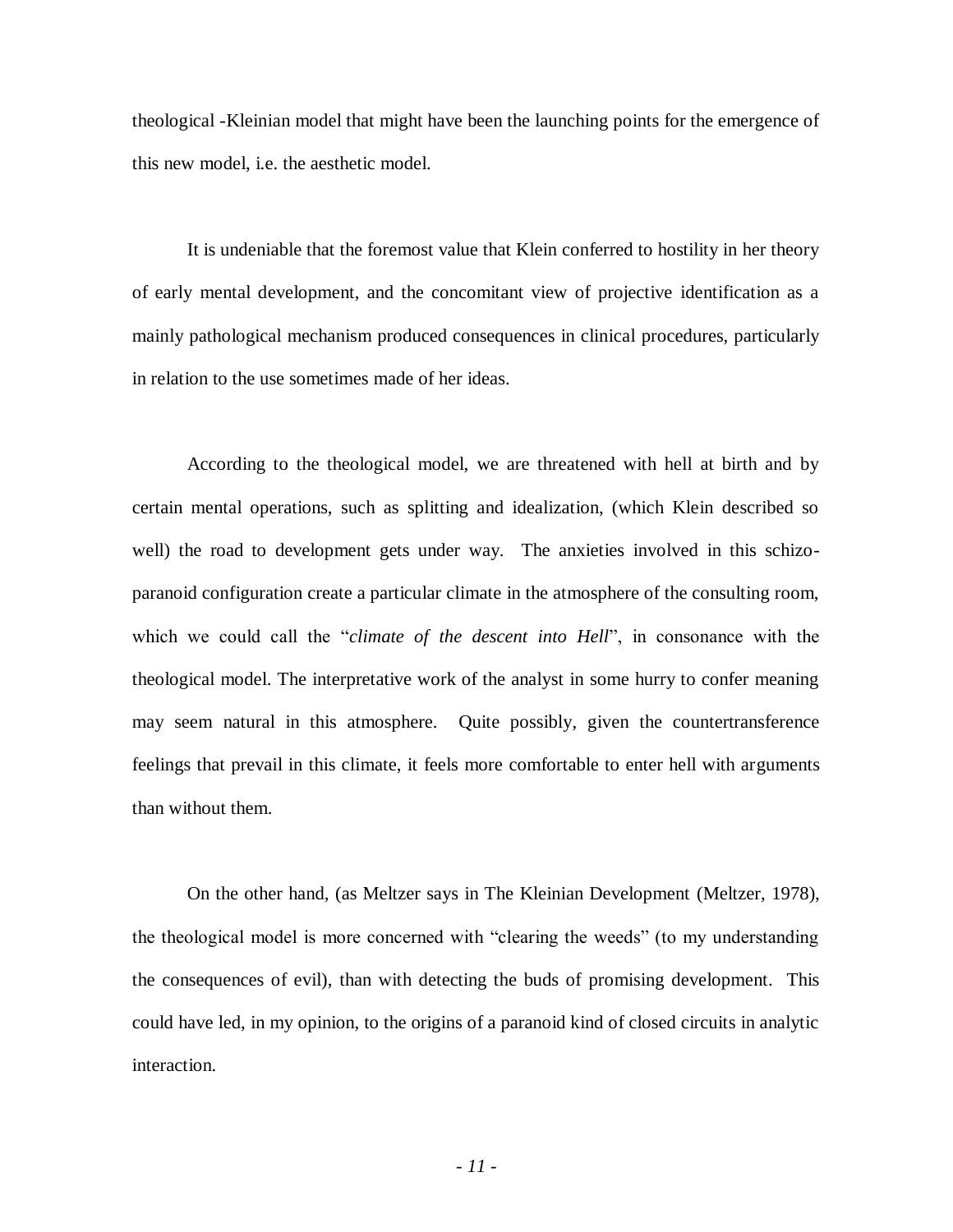theological -Kleinian model that might have been the launching points for the emergence of this new model, i.e. the aesthetic model.

It is undeniable that the foremost value that Klein conferred to hostility in her theory of early mental development, and the concomitant view of projective identification as a mainly pathological mechanism produced consequences in clinical procedures, particularly in relation to the use sometimes made of her ideas.

According to the theological model, we are threatened with hell at birth and by certain mental operations, such as splitting and idealization, (which Klein described so well) the road to development gets under way. The anxieties involved in this schizo-paranoid configuration create a particular climate in the atmosphere of the consulting room, which we could call the "*climate of the descent into Hell*", in consonance with the theological model. The interpretative work of the analyst in some hurry to confer meaning may seem natural in this atmosphere. Quite possibly, given the countertransference feelings that prevail in this climate, it feels more comfortable to enter hell with arguments than without them.

On the other hand, (as Meltzer says in The Kleinian Development (Meltzer, 1978), the theological model is more concerned with "clearing the weeds" (to my understanding the consequences of evil), than with detecting the buds of promising development. This could have led, in my opinion, to the origins of a paranoid kind of closed circuits in analytic interaction.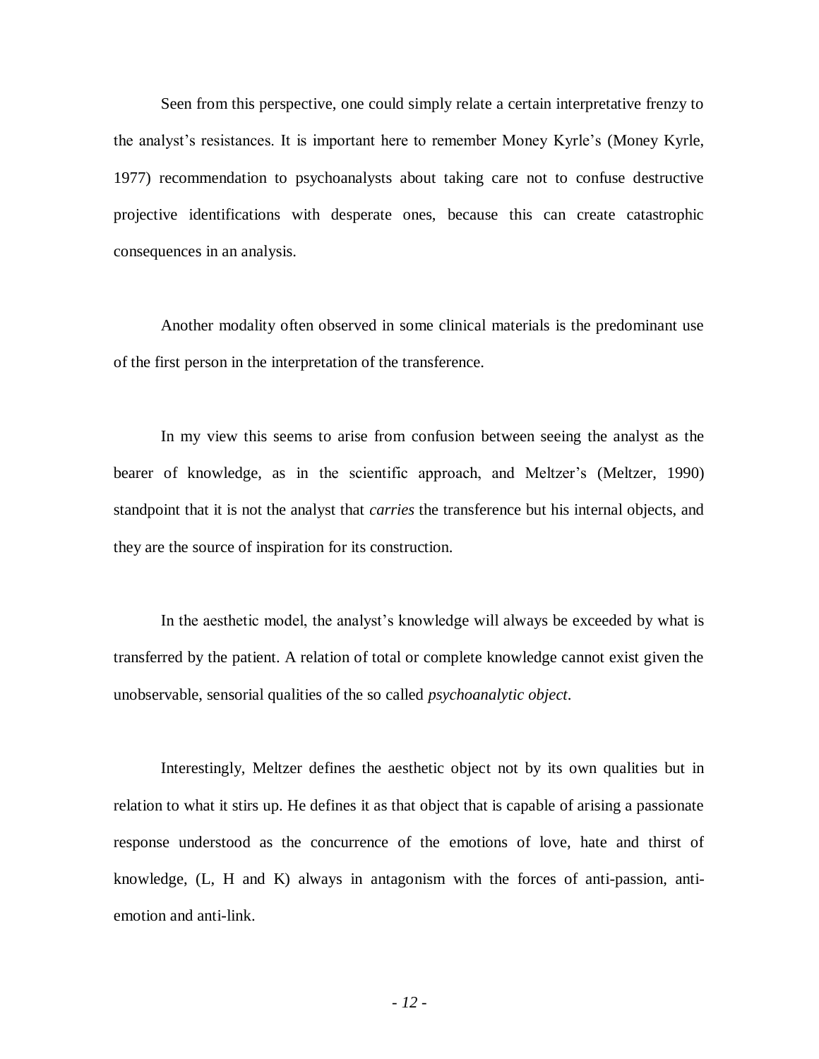Seen from this perspective, one could simply relate a certain interpretative frenzy to the analyst's resistances. It is important here to remember Money Kyrle's (Money Kyrle, 1977) recommendation to psychoanalysts about taking care not to confuse destructive projective identifications with desperate ones, because this can create catastrophic consequences in an analysis.

Another modality often observed in some clinical materials is the predominant use of the first person in the interpretation of the transference.

In my view this seems to arise from confusion between seeing the analyst as the bearer of knowledge, as in the scientific approach, and Meltzer's (Meltzer, 1990) standpoint that it is not the analyst that *carries* the transference but his internal objects, and they are the source of inspiration for its construction.

In the aesthetic model, the analyst's knowledge will always be exceeded by what is transferred by the patient. A relation of total or complete knowledge cannot exist given the unobservable, sensorial qualities of the so called *psychoanalytic object*.

Interestingly, Meltzer defines the aesthetic object not by its own qualities but in relation to what it stirs up. He defines it as that object that is capable of arising a passionate response understood as the concurrence of the emotions of love, hate and thirst of knowledge, (L, H and K) always in antagonism with the forces of anti-passion, anti-emotion and anti-link.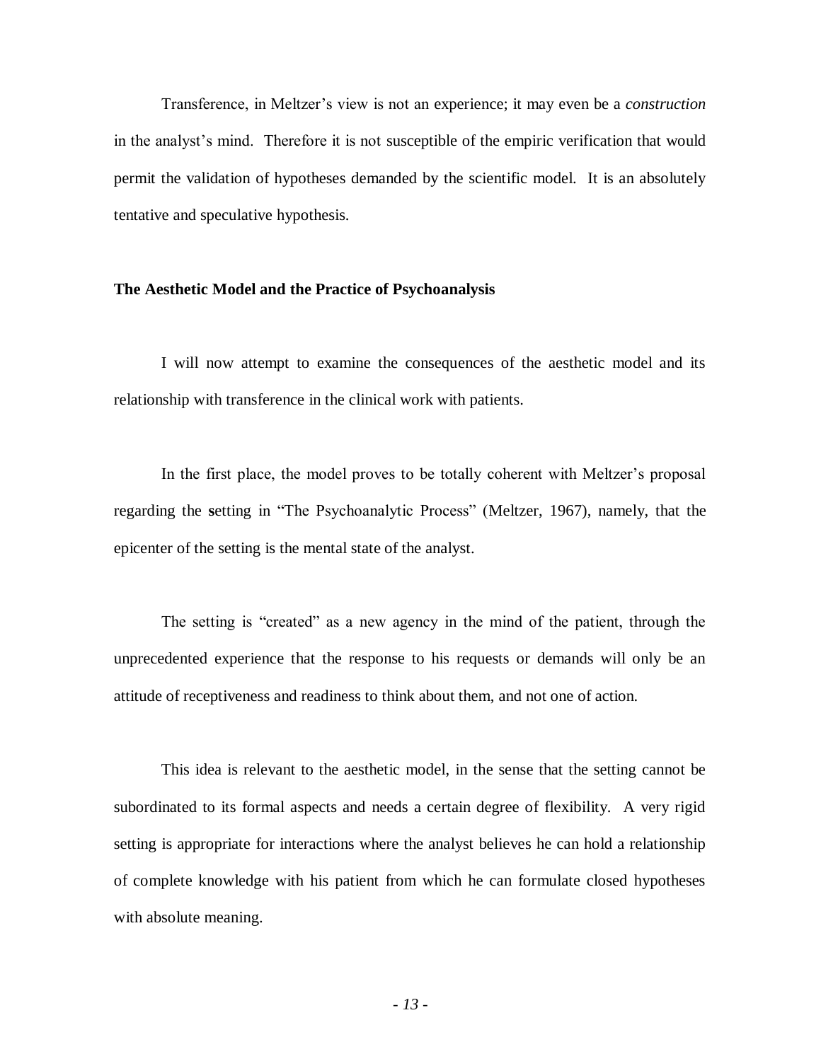Transference, in Meltzer's view is not an experience; it may even be a *construction* in the analyst's mind. Therefore it is not susceptible of the empiric verification that would permit the validation of hypotheses demanded by the scientific model. It is an absolutely tentative and speculative hypothesis.

**The Aesthetic Model and the Practice of Psychoanalysis**

I will now attempt to examine the consequences of the aesthetic model and its relationship with transference in the clinical work with patients.

In the first place, the model proves to be totally coherent with Meltzer's proposal regarding the **s**etting in "The Psychoanalytic Process" (Meltzer, 1967), namely, that the epicenter of the setting is the mental state of the analyst.

The setting is "created" as a new agency in the mind of the patient, through the unprecedented experience that the response to his requests or demands will only be an attitude of receptiveness and readiness to think about them, and not one of action.

This idea is relevant to the aesthetic model, in the sense that the setting cannot be subordinated to its formal aspects and needs a certain degree of flexibility. A very rigid setting is appropriate for interactions where the analyst believes he can hold a relationship of complete knowledge with his patient from which he can formulate closed hypotheses with absolute meaning.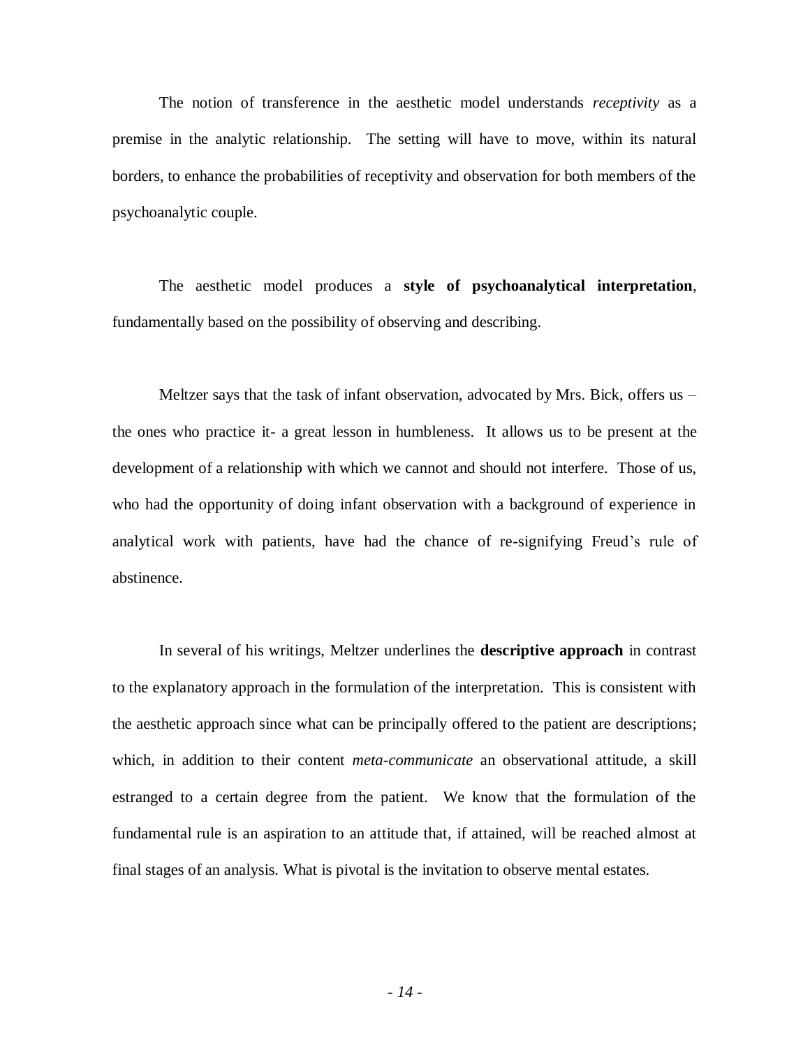The notion of transference in the aesthetic model understands *receptivity* as a premise in the analytic relationship. The setting will have to move, within its natural borders, to enhance the probabilities of receptivity and observation for both members of the psychoanalytic couple.

The aesthetic model produces a **style of psychoanalytical interpretation**, fundamentally based on the possibility of observing and describing.

Meltzer says that the task of infant observation, advocated by Mrs. Bick, offers us – the ones who practice it- a great lesson in humbleness. It allows us to be present at the development of a relationship with which we cannot and should not interfere. Those of us, who had the opportunity of doing infant observation with a background of experience in analytical work with patients, have had the chance of re-signifying Freud's rule of abstinence.

In several of his writings, Meltzer underlines the **descriptive approach** in contrast to the explanatory approach in the formulation of the interpretation. This is consistent with the aesthetic approach since what can be principally offered to the patient are descriptions; which, in addition to their content *meta-communicate* an observational attitude, a skill estranged to a certain degree from the patient. We know that the formulation of the fundamental rule is an aspiration to an attitude that, if attained, will be reached almost at final stages of an analysis. What is pivotal is the invitation to observe mental estates.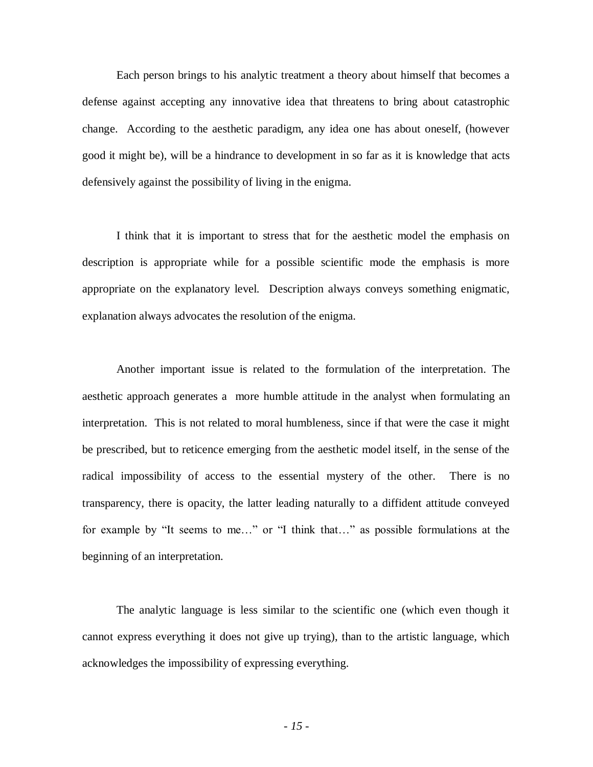Each person brings to his analytic treatment a theory about himself that becomes a defense against accepting any innovative idea that threatens to bring about catastrophic change. According to the aesthetic paradigm, any idea one has about oneself, (however good it might be), will be a hindrance to development in so far as it is knowledge that acts defensively against the possibility of living in the enigma.

I think that it is important to stress that for the aesthetic model the emphasis on description is appropriate while for a possible scientific mode the emphasis is more appropriate on the explanatory level. Description always conveys something enigmatic, explanation always advocates the resolution of the enigma.

Another important issue is related to the formulation of the interpretation. The aesthetic approach generates a more humble attitude in the analyst when formulating an interpretation. This is not related to moral humbleness, since if that were the case it might be prescribed, but to reticence emerging from the aesthetic model itself, in the sense of the radical impossibility of access to the essential mystery of the other. There is no transparency, there is opacity, the latter leading naturally to a diffident attitude conveyed for example by "It seems to me…" or "I think that…" as possible formulations at the beginning of an interpretation.

The analytic language is less similar to the scientific one (which even though it cannot express everything it does not give up trying), than to the artistic language, which acknowledges the impossibility of expressing everything.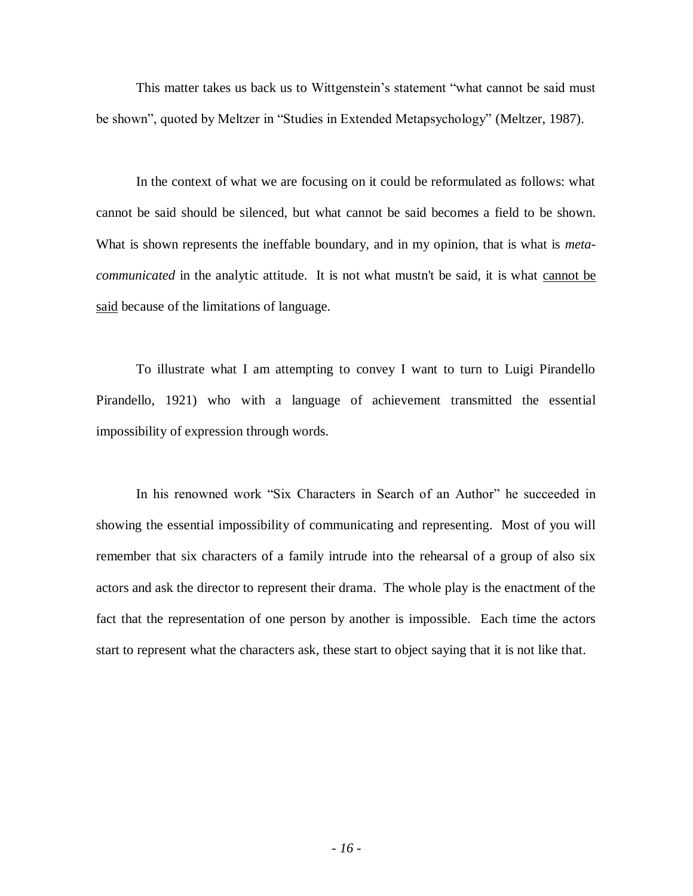This matter takes us back us to Wittgenstein's statement "what cannot be said must be shown", quoted by Meltzer in "Studies in Extended Metapsychology" (Meltzer, 1987).

In the context of what we are focusing on it could be reformulated as follows: what cannot be said should be silenced, but what cannot be said becomes a field to be shown. What is shown represents the ineffable boundary, and in my opinion, that is what is *meta-communicated* in the analytic attitude. It is not what mustn't be said, it is what <u>cannot be said</u> because of the limitations of language.

To illustrate what I am attempting to convey I want to turn to Luigi Pirandello Pirandello, 1921) who with a language of achievement transmitted the essential impossibility of expression through words.

In his renowned work "Six Characters in Search of an Author" he succeeded in showing the essential impossibility of communicating and representing. Most of you will remember that six characters of a family intrude into the rehearsal of a group of also six actors and ask the director to represent their drama. The whole play is the enactment of the fact that the representation of one person by another is impossible. Each time the actors start to represent what the characters ask, these start to object saying that it is not like that.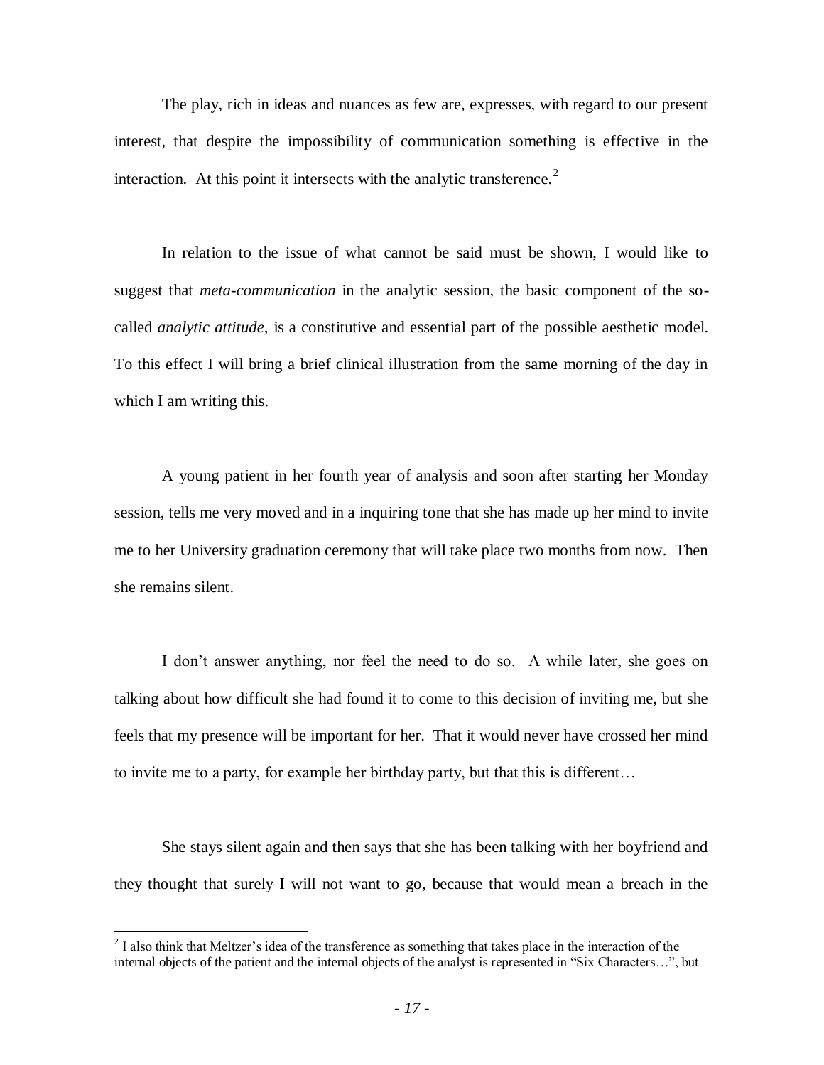The play, rich in ideas and nuances as few are, expresses, with regard to our present interest, that despite the impossibility of communication something is effective in the interaction. At this point it intersects with the analytic transference.[2]

In relation to the issue of what cannot be said must be shown, I would like to suggest that *meta-communication* in the analytic session, the basic component of the so-called *analytic attitude,* is a constitutive and essential part of the possible aesthetic model. To this effect I will bring a brief clinical illustration from the same morning of the day in which I am writing this.

A young patient in her fourth year of analysis and soon after starting her Monday session, tells me very moved and in a inquiring tone that she has made up her mind to invite me to her University graduation ceremony that will take place two months from now. Then she remains silent.

I don't answer anything, nor feel the need to do so. A while later, she goes on talking about how difficult she had found it to come to this decision of inviting me, but she feels that my presence will be important for her. That it would never have crossed her mind to invite me to a party, for example her birthday party, but that this is different…

She stays silent again and then says that she has been talking with her boyfriend and they thought that surely I will not want to go, because that would mean a breach in the

[2] I also think that Meltzer's idea of the transference as something that takes place in the interaction of the internal objects of the patient and the internal objects of the analyst is represented in "Six Characters…", but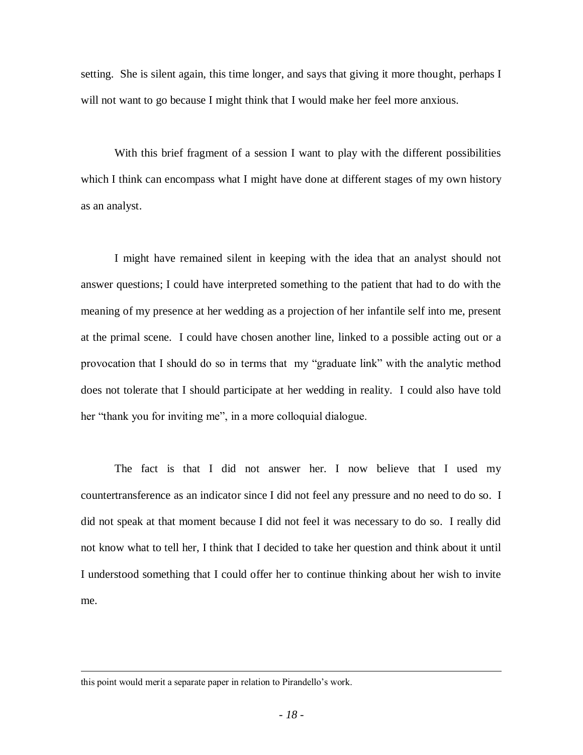setting. She is silent again, this time longer, and says that giving it more thought, perhaps I will not want to go because I might think that I would make her feel more anxious.

With this brief fragment of a session I want to play with the different possibilities which I think can encompass what I might have done at different stages of my own history as an analyst.

I might have remained silent in keeping with the idea that an analyst should not answer questions; I could have interpreted something to the patient that had to do with the meaning of my presence at her wedding as a projection of her infantile self into me, present at the primal scene. I could have chosen another line, linked to a possible acting out or a provocation that I should do so in terms that my "graduate link" with the analytic method does not tolerate that I should participate at her wedding in reality. I could also have told her "thank you for inviting me", in a more colloquial dialogue.

The fact is that I did not answer her. I now believe that I used my countertransference as an indicator since I did not feel any pressure and no need to do so. I did not speak at that moment because I did not feel it was necessary to do so. I really did not know what to tell her, I think that I decided to take her question and think about it until I understood something that I could offer her to continue thinking about her wish to invite me.

---

this point would merit a separate paper in relation to Pirandello's work.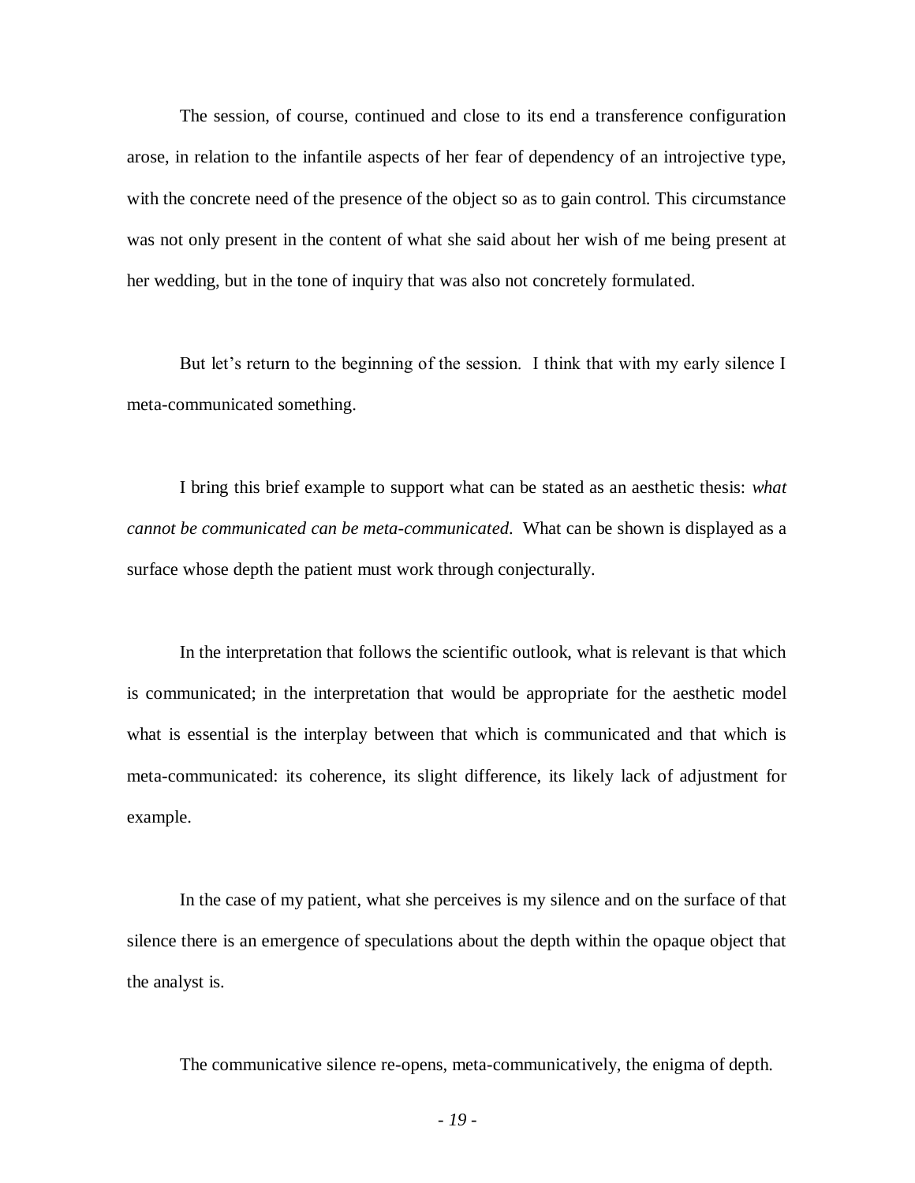The session, of course, continued and close to its end a transference configuration arose, in relation to the infantile aspects of her fear of dependency of an introjective type, with the concrete need of the presence of the object so as to gain control. This circumstance was not only present in the content of what she said about her wish of me being present at her wedding, but in the tone of inquiry that was also not concretely formulated.

But let's return to the beginning of the session. I think that with my early silence I meta-communicated something.

I bring this brief example to support what can be stated as an aesthetic thesis: *what cannot be communicated can be meta-communicated*. What can be shown is displayed as a surface whose depth the patient must work through conjecturally.

In the interpretation that follows the scientific outlook, what is relevant is that which is communicated; in the interpretation that would be appropriate for the aesthetic model what is essential is the interplay between that which is communicated and that which is meta-communicated: its coherence, its slight difference, its likely lack of adjustment for example.

In the case of my patient, what she perceives is my silence and on the surface of that silence there is an emergence of speculations about the depth within the opaque object that the analyst is.

The communicative silence re-opens, meta-communicatively, the enigma of depth.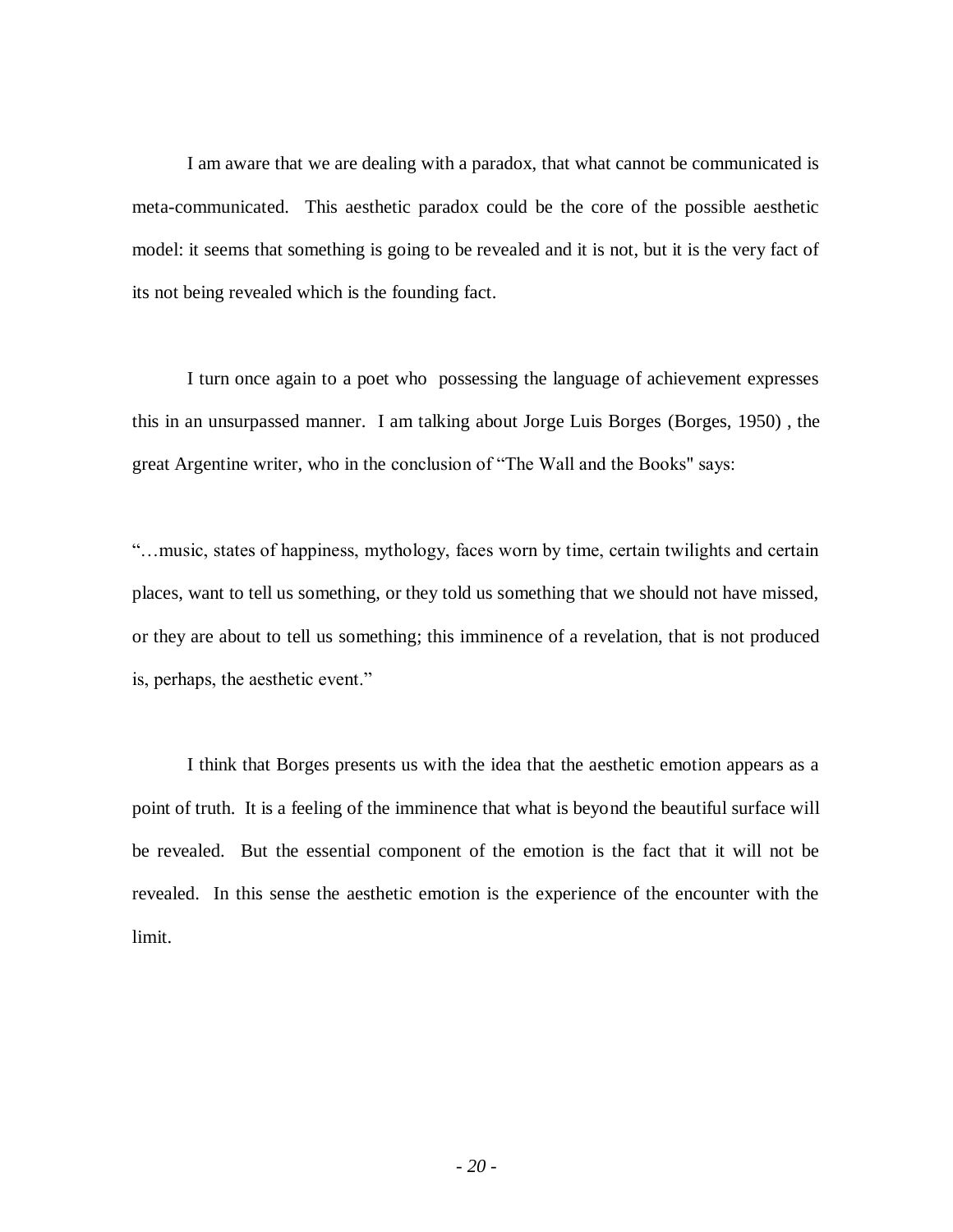I am aware that we are dealing with a paradox, that what cannot be communicated is meta-communicated. This aesthetic paradox could be the core of the possible aesthetic model: it seems that something is going to be revealed and it is not, but it is the very fact of its not being revealed which is the founding fact.

I turn once again to a poet who possessing the language of achievement expresses this in an unsurpassed manner. I am talking about Jorge Luis Borges (Borges, 1950) , the great Argentine writer, who in the conclusion of "The Wall and the Books" says:

"…music, states of happiness, mythology, faces worn by time, certain twilights and certain places, want to tell us something, or they told us something that we should not have missed, or they are about to tell us something; this imminence of a revelation, that is not produced is, perhaps, the aesthetic event."

I think that Borges presents us with the idea that the aesthetic emotion appears as a point of truth. It is a feeling of the imminence that what is beyond the beautiful surface will be revealed. But the essential component of the emotion is the fact that it will not be revealed. In this sense the aesthetic emotion is the experience of the encounter with the limit.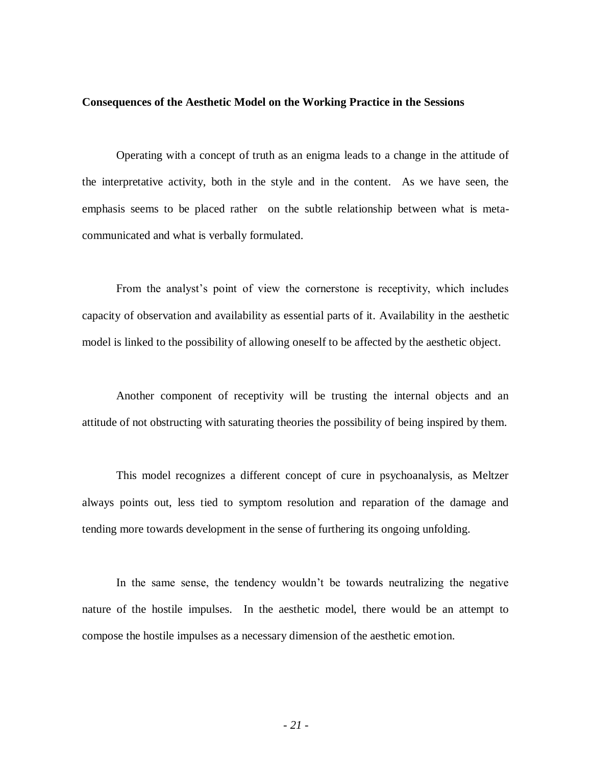**Consequences of the Aesthetic Model on the Working Practice in the Sessions**

Operating with a concept of truth as an enigma leads to a change in the attitude of the interpretative activity, both in the style and in the content. As we have seen, the emphasis seems to be placed rather on the subtle relationship between what is meta-communicated and what is verbally formulated.

From the analyst's point of view the cornerstone is receptivity, which includes capacity of observation and availability as essential parts of it. Availability in the aesthetic model is linked to the possibility of allowing oneself to be affected by the aesthetic object.

Another component of receptivity will be trusting the internal objects and an attitude of not obstructing with saturating theories the possibility of being inspired by them.

This model recognizes a different concept of cure in psychoanalysis, as Meltzer always points out, less tied to symptom resolution and reparation of the damage and tending more towards development in the sense of furthering its ongoing unfolding.

In the same sense, the tendency wouldn't be towards neutralizing the negative nature of the hostile impulses. In the aesthetic model, there would be an attempt to compose the hostile impulses as a necessary dimension of the aesthetic emotion.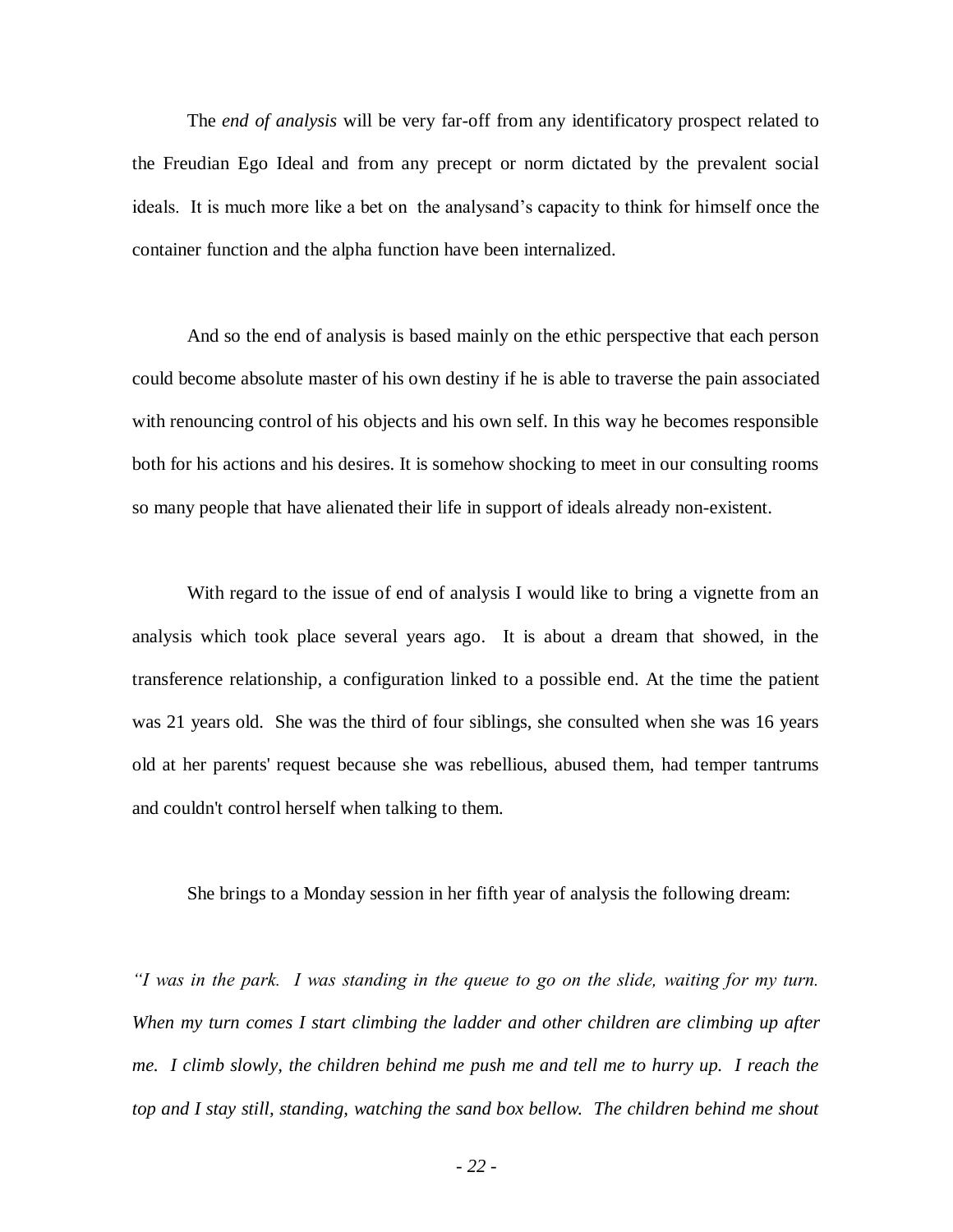The *end of analysis* will be very far-off from any identificatory prospect related to the Freudian Ego Ideal and from any precept or norm dictated by the prevalent social ideals. It is much more like a bet on the analysand's capacity to think for himself once the container function and the alpha function have been internalized.

And so the end of analysis is based mainly on the ethic perspective that each person could become absolute master of his own destiny if he is able to traverse the pain associated with renouncing control of his objects and his own self. In this way he becomes responsible both for his actions and his desires. It is somehow shocking to meet in our consulting rooms so many people that have alienated their life in support of ideals already non-existent.

With regard to the issue of end of analysis I would like to bring a vignette from an analysis which took place several years ago. It is about a dream that showed, in the transference relationship, a configuration linked to a possible end. At the time the patient was 21 years old. She was the third of four siblings, she consulted when she was 16 years old at her parents' request because she was rebellious, abused them, had temper tantrums and couldn't control herself when talking to them.

She brings to a Monday session in her fifth year of analysis the following dream:

*"I was in the park. I was standing in the queue to go on the slide, waiting for my turn. When my turn comes I start climbing the ladder and other children are climbing up after me. I climb slowly, the children behind me push me and tell me to hurry up. I reach the top and I stay still, standing, watching the sand box bellow. The children behind me shout*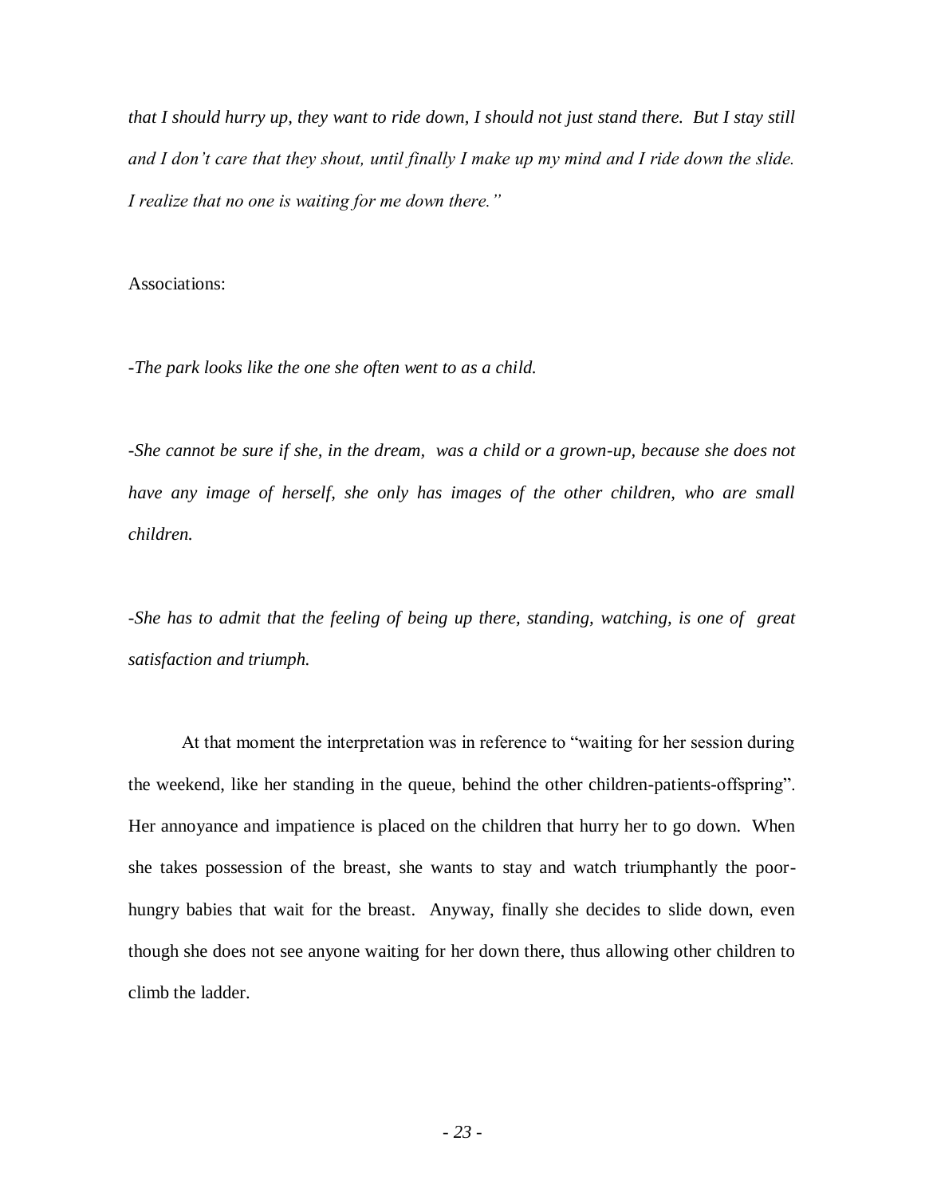*that I should hurry up, they want to ride down, I should not just stand there. But I stay still and I don't care that they shout, until finally I make up my mind and I ride down the slide. I realize that no one is waiting for me down there."*

Associations:

-*The park looks like the one she often went to as a child.*

-*She cannot be sure if she, in the dream, was a child or a grown-up, because she does not have any image of herself, she only has images of the other children, who are small children.*

-*She has to admit that the feeling of being up there, standing, watching, is one of great satisfaction and triumph.*

At that moment the interpretation was in reference to "waiting for her session during the weekend, like her standing in the queue, behind the other children-patients-offspring". Her annoyance and impatience is placed on the children that hurry her to go down. When she takes possession of the breast, she wants to stay and watch triumphantly the poor-hungry babies that wait for the breast. Anyway, finally she decides to slide down, even though she does not see anyone waiting for her down there, thus allowing other children to climb the ladder.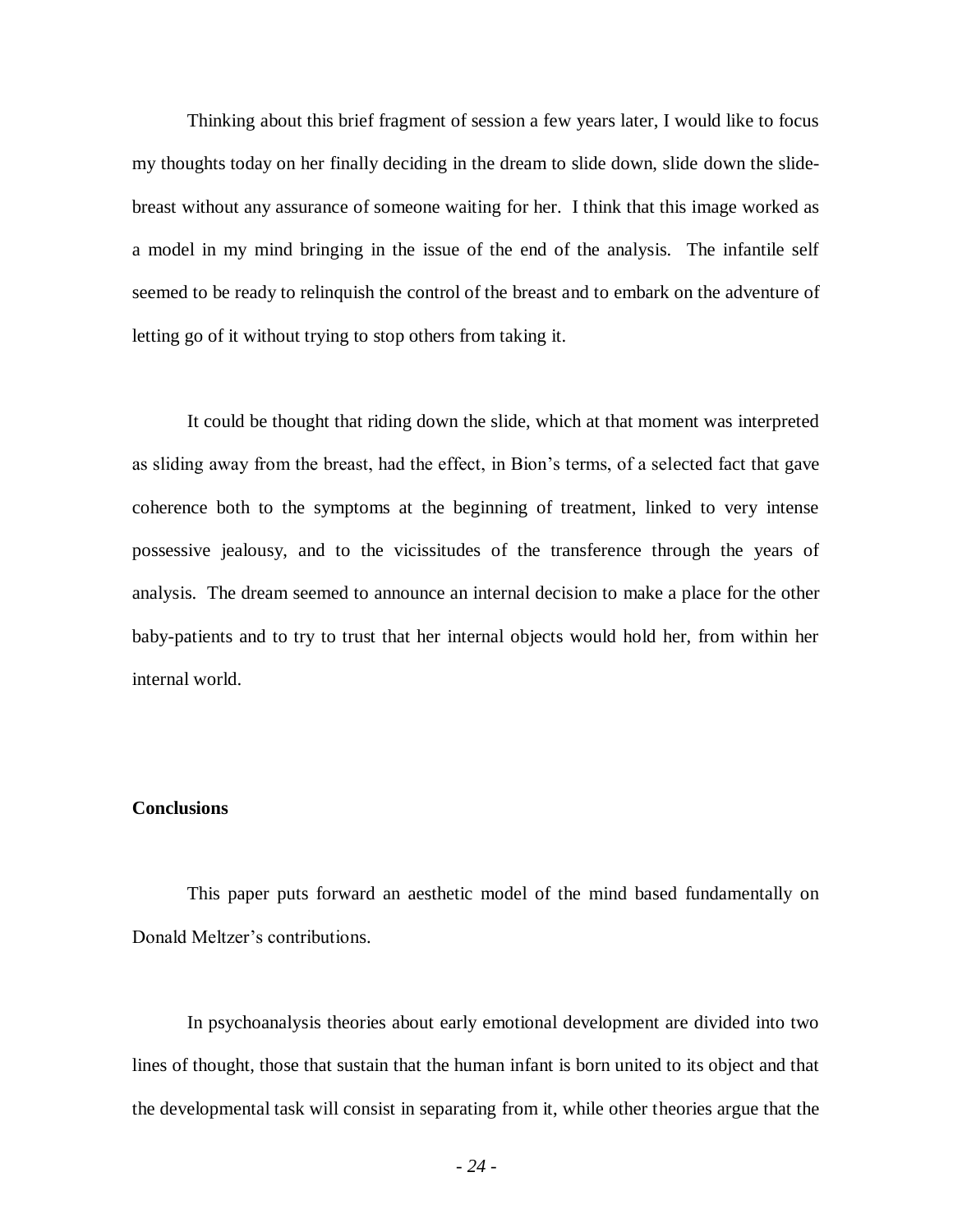Thinking about this brief fragment of session a few years later, I would like to focus my thoughts today on her finally deciding in the dream to slide down, slide down the slide-breast without any assurance of someone waiting for her. I think that this image worked as a model in my mind bringing in the issue of the end of the analysis. The infantile self seemed to be ready to relinquish the control of the breast and to embark on the adventure of letting go of it without trying to stop others from taking it.

It could be thought that riding down the slide, which at that moment was interpreted as sliding away from the breast, had the effect, in Bion's terms, of a selected fact that gave coherence both to the symptoms at the beginning of treatment, linked to very intense possessive jealousy, and to the vicissitudes of the transference through the years of analysis. The dream seemed to announce an internal decision to make a place for the other baby-patients and to try to trust that her internal objects would hold her, from within her internal world.

## Conclusions

This paper puts forward an aesthetic model of the mind based fundamentally on Donald Meltzer's contributions.

In psychoanalysis theories about early emotional development are divided into two lines of thought, those that sustain that the human infant is born united to its object and that the developmental task will consist in separating from it, while other theories argue that the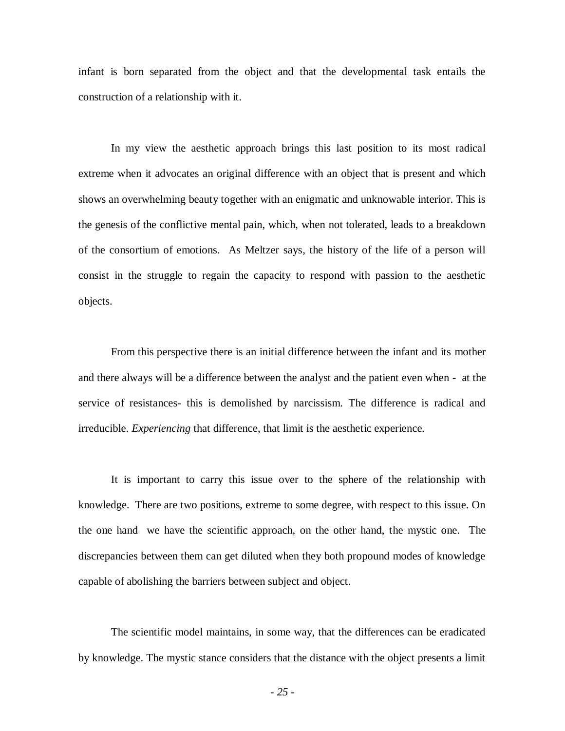infant is born separated from the object and that the developmental task entails the construction of a relationship with it.

In my view the aesthetic approach brings this last position to its most radical extreme when it advocates an original difference with an object that is present and which shows an overwhelming beauty together with an enigmatic and unknowable interior. This is the genesis of the conflictive mental pain, which, when not tolerated, leads to a breakdown of the consortium of emotions. As Meltzer says, the history of the life of a person will consist in the struggle to regain the capacity to respond with passion to the aesthetic objects.

From this perspective there is an initial difference between the infant and its mother and there always will be a difference between the analyst and the patient even when - at the service of resistances- this is demolished by narcissism. The difference is radical and irreducible. *Experiencing* that difference, that limit is the aesthetic experience.

It is important to carry this issue over to the sphere of the relationship with knowledge. There are two positions, extreme to some degree, with respect to this issue. On the one hand we have the scientific approach, on the other hand, the mystic one. The discrepancies between them can get diluted when they both propound modes of knowledge capable of abolishing the barriers between subject and object.

The scientific model maintains, in some way, that the differences can be eradicated by knowledge. The mystic stance considers that the distance with the object presents a limit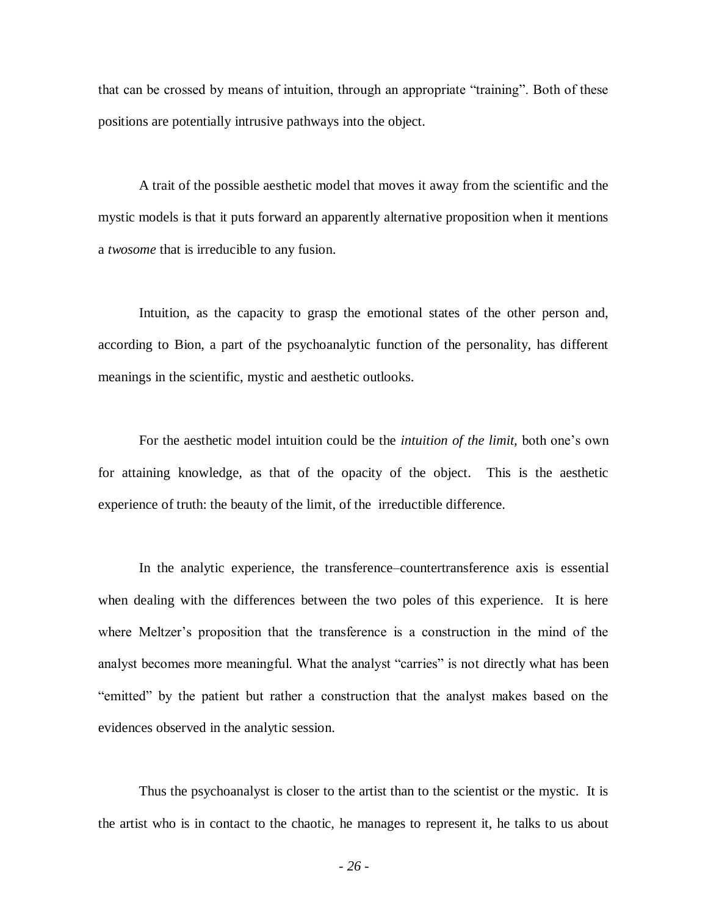that can be crossed by means of intuition, through an appropriate "training". Both of these positions are potentially intrusive pathways into the object.

A trait of the possible aesthetic model that moves it away from the scientific and the mystic models is that it puts forward an apparently alternative proposition when it mentions a *twosome* that is irreducible to any fusion.

Intuition, as the capacity to grasp the emotional states of the other person and, according to Bion, a part of the psychoanalytic function of the personality, has different meanings in the scientific, mystic and aesthetic outlooks.

For the aesthetic model intuition could be the *intuition of the limit,* both one's own for attaining knowledge, as that of the opacity of the object. This is the aesthetic experience of truth: the beauty of the limit, of the irreductible difference.

In the analytic experience, the transference–countertransference axis is essential when dealing with the differences between the two poles of this experience. It is here where Meltzer's proposition that the transference is a construction in the mind of the analyst becomes more meaningful. What the analyst "carries" is not directly what has been "emitted" by the patient but rather a construction that the analyst makes based on the evidences observed in the analytic session.

Thus the psychoanalyst is closer to the artist than to the scientist or the mystic. It is the artist who is in contact to the chaotic, he manages to represent it, he talks to us about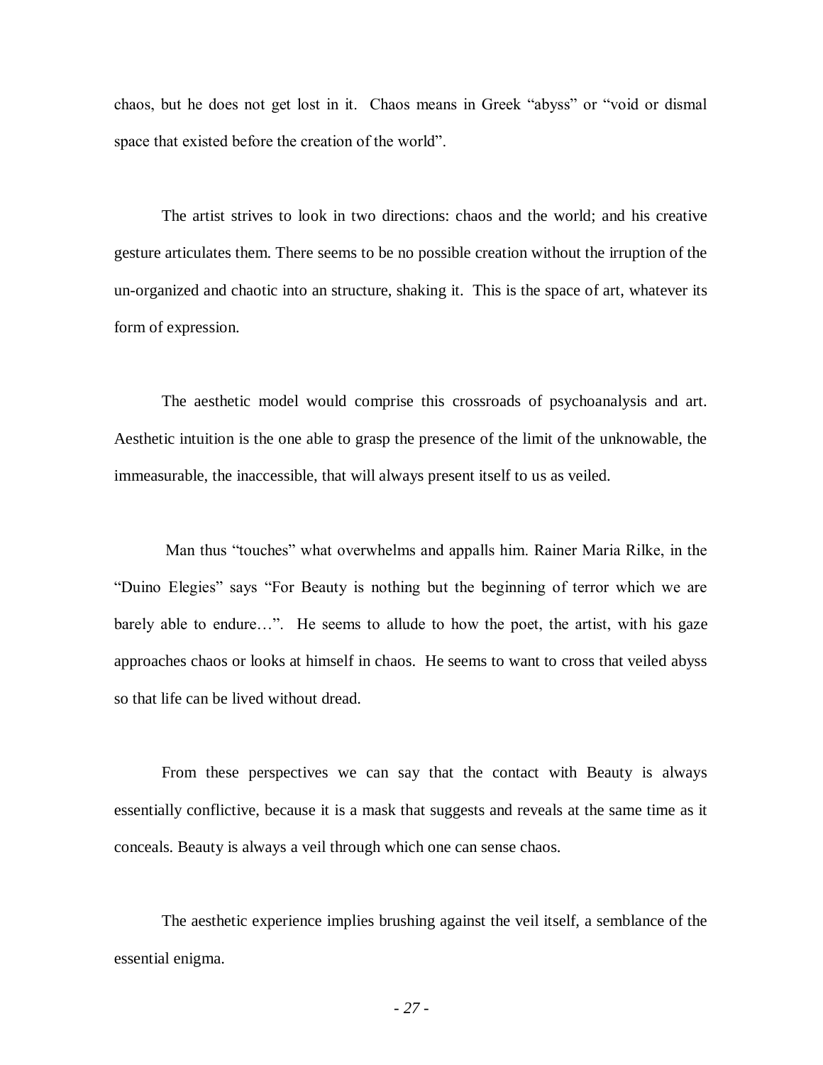chaos, but he does not get lost in it. Chaos means in Greek "abyss" or "void or dismal space that existed before the creation of the world".

The artist strives to look in two directions: chaos and the world; and his creative gesture articulates them. There seems to be no possible creation without the irruption of the un-organized and chaotic into an structure, shaking it. This is the space of art, whatever its form of expression.

The aesthetic model would comprise this crossroads of psychoanalysis and art. Aesthetic intuition is the one able to grasp the presence of the limit of the unknowable, the immeasurable, the inaccessible, that will always present itself to us as veiled.

Man thus "touches" what overwhelms and appalls him. Rainer Maria Rilke, in the "Duino Elegies" says "For Beauty is nothing but the beginning of terror which we are barely able to endure…". He seems to allude to how the poet, the artist, with his gaze approaches chaos or looks at himself in chaos. He seems to want to cross that veiled abyss so that life can be lived without dread.

From these perspectives we can say that the contact with Beauty is always essentially conflictive, because it is a mask that suggests and reveals at the same time as it conceals. Beauty is always a veil through which one can sense chaos.

The aesthetic experience implies brushing against the veil itself, a semblance of the essential enigma.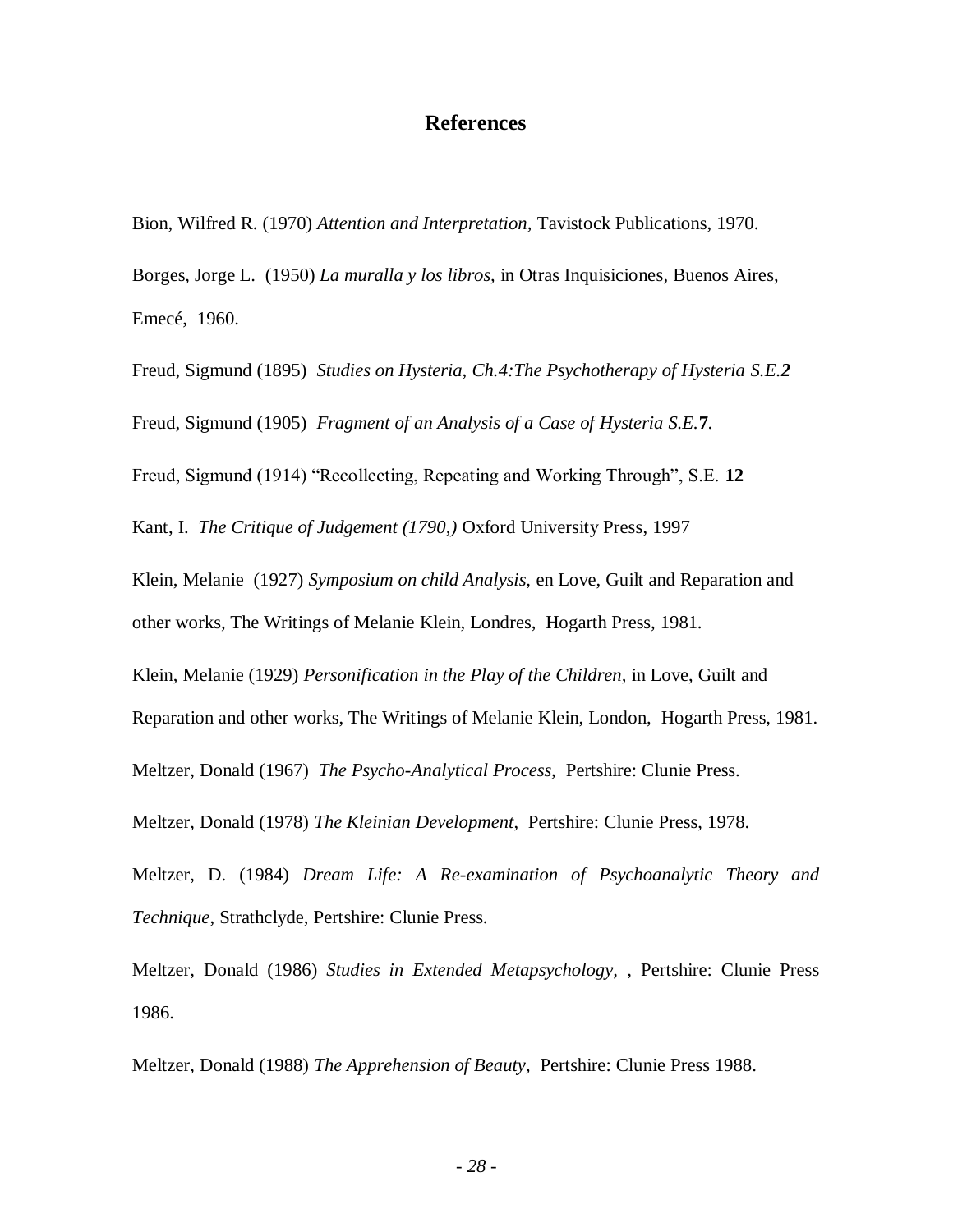## References

Bion, Wilfred R. (1970) *Attention and Interpretation,* Tavistock Publications, 1970.

Borges, Jorge L. (1950) *La muralla y los libros,* in Otras Inquisiciones, Buenos Aires, Emecé, 1960.

Freud, Sigmund (1895) *Studies on Hysteria, Ch.4:The Psychotherapy of Hysteria S.E.**2***

Freud, Sigmund (1905) *Fragment of an Analysis of a Case of Hysteria S.E.***7***.*

Freud, Sigmund (1914) “Recollecting, Repeating and Working Through”, S.E. **12**

Kant, I. *The Critique of Judgement (1790,)* Oxford University Press, 1997

Klein, Melanie (1927) *Symposium on child Analysis,* en Love, Guilt and Reparation and other works, The Writings of Melanie Klein, Londres, Hogarth Press, 1981.

Klein, Melanie (1929) *Personification in the Play of the Children,* in Love, Guilt and Reparation and other works, The Writings of Melanie Klein, London, Hogarth Press, 1981.

Meltzer, Donald (1967) *The Psycho-Analytical Process,* Pertshire: Clunie Press.

Meltzer, Donald (1978) *The Kleinian Development*, Pertshire: Clunie Press, 1978.

Meltzer, D. (1984) *Dream Life: A Re-examination of Psychoanalytic Theory and Technique*, Strathclyde, Pertshire: Clunie Press.

Meltzer, Donald (1986) *Studies in Extended Metapsychology,* , Pertshire: Clunie Press 1986.

Meltzer, Donald (1988) *The Apprehension of Beauty,* Pertshire: Clunie Press 1988.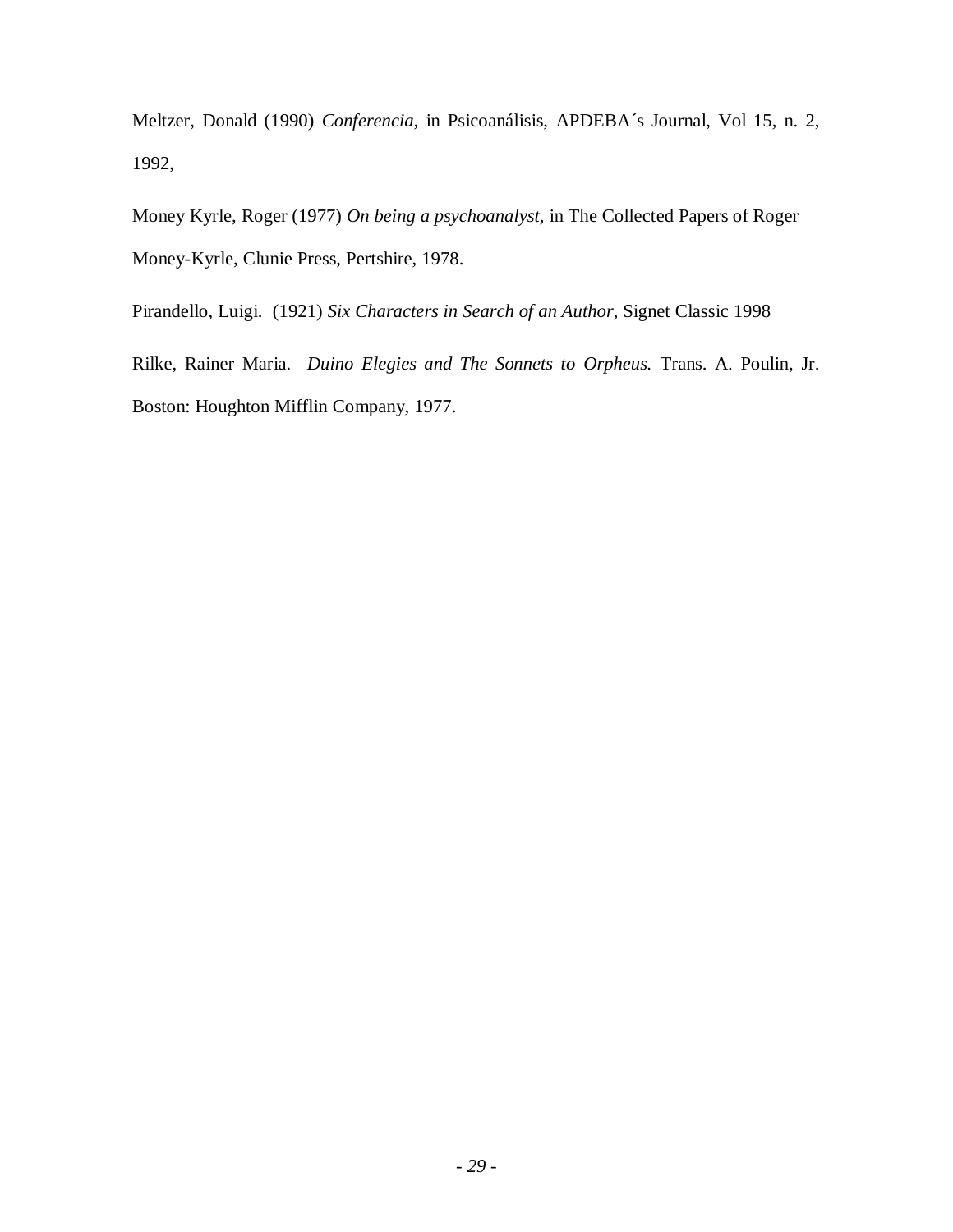Meltzer, Donald (1990) *Conferencia,* in Psicoanálisis, APDEBA´s Journal, Vol 15, n. 2, 1992,

Money Kyrle, Roger (1977) *On being a psychoanalyst,* in The Collected Papers of Roger Money-Kyrle, Clunie Press, Pertshire, 1978.

Pirandello, Luigi. (1921) *Six Characters in Search of an Author*, Signet Classic 1998

Rilke, Rainer Maria. *Duino Elegies and The Sonnets to Orpheus.* Trans. A. Poulin, Jr. Boston: Houghton Mifflin Company, 1977.